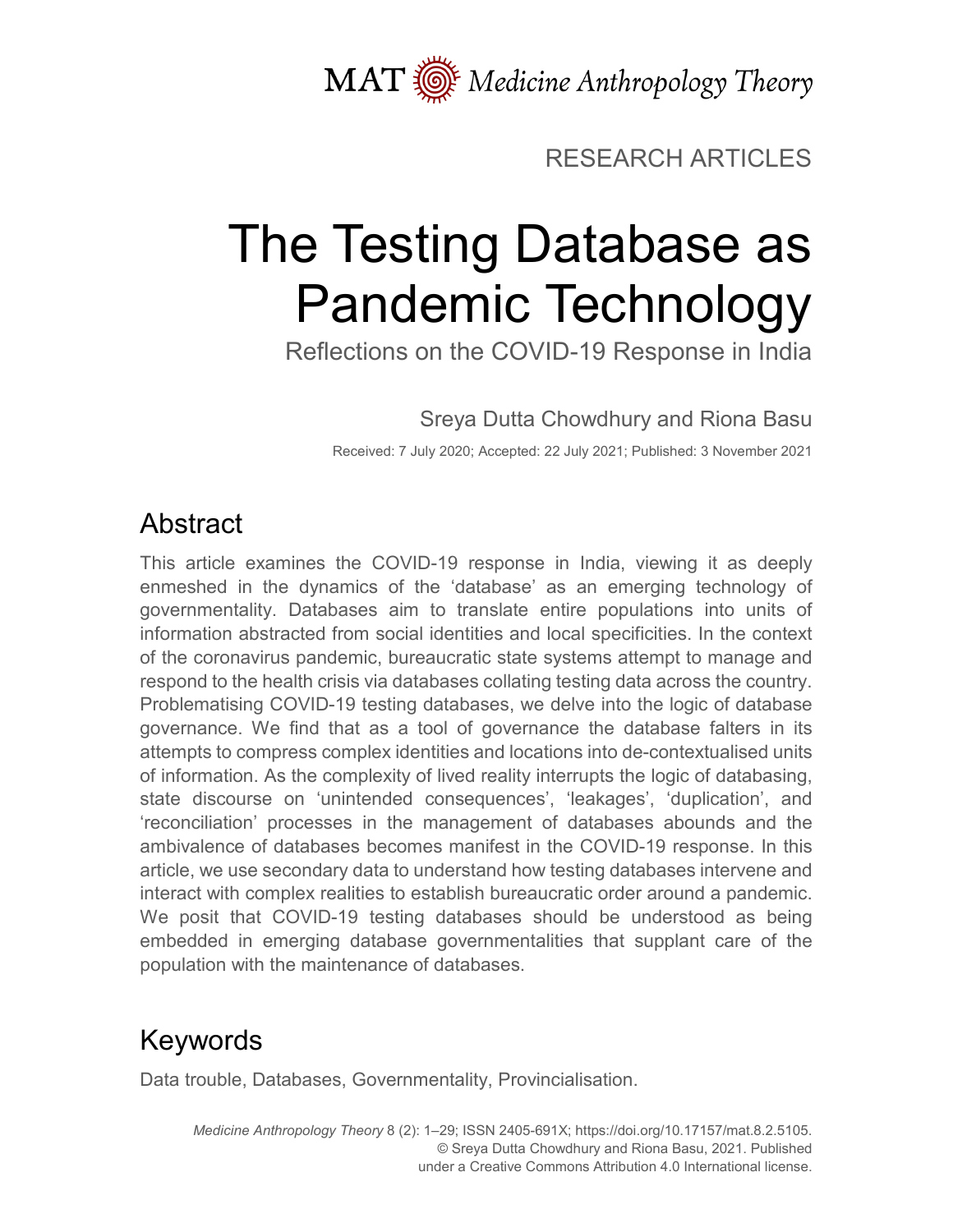MAT Medicine Anthropology Theory

RESEARCH ARTICLES

# The Testing Database as Pandemic Technology

## Reflections on the COVID-19 Response in India

Sreya Dutta Chowdhury and Riona Basu

Received: 7 July 2020; Accepted: 22 July 2021; Published: 3 November 2021

## Abstract

This article examines the COVID-19 response in India, viewing it as deeply enmeshed in the dynamics of the 'database' as an emerging technology of governmentality. Databases aim to translate entire populations into units of information abstracted from social identities and local specificities. In the context of the coronavirus pandemic, bureaucratic state systems attempt to manage and respond to the health crisis via databases collating testing data across the country. Problematising COVID-19 testing databases, we delve into the logic of database governance. We find that as a tool of governance the database falters in its attempts to compress complex identities and locations into de-contextualised units of information. As the complexity of lived reality interrupts the logic of databasing, state discourse on 'unintended consequences', 'leakages', 'duplication', and 'reconciliation' processes in the management of databases abounds and the ambivalence of databases becomes manifest in the COVID-19 response. In this article, we use secondary data to understand how testing databases intervene and interact with complex realities to establish bureaucratic order around a pandemic. We posit that COVID-19 testing databases should be understood as being embedded in emerging database governmentalities that supplant care of the population with the maintenance of databases.

## Keywords

Data trouble, Databases, Governmentality, Provincialisation.

*Medicine Anthropology Theory* 8 (2): 1–29; ISSN 2405-691X; https://doi.org/10.17157/mat.8.2.5105.
© Sreya Dutta Chowdhury and Riona Basu, 2021. Published under a Creative Commons Attribution 4.0 International license.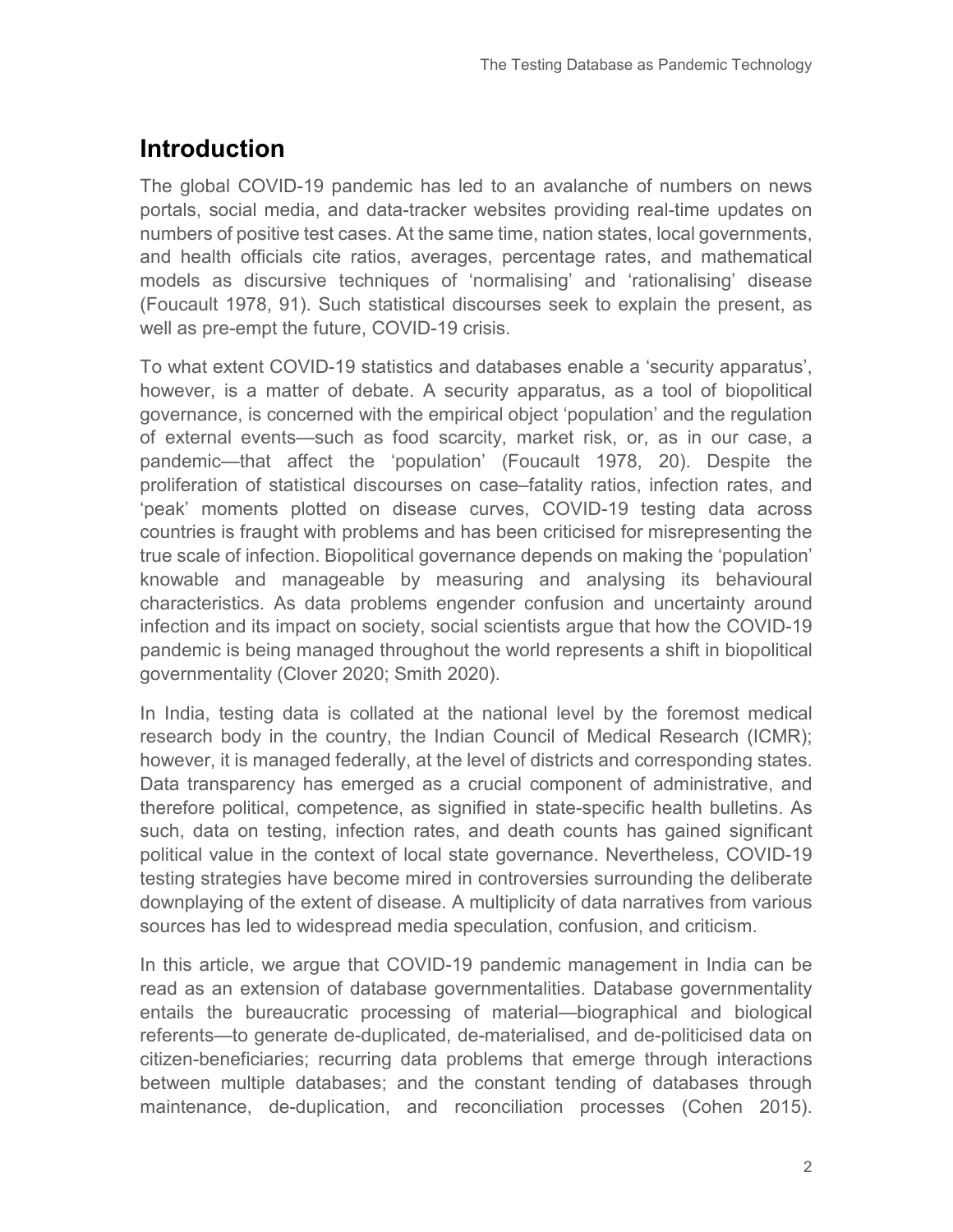## Introduction

The global COVID-19 pandemic has led to an avalanche of numbers on news portals, social media, and data-tracker websites providing real-time updates on numbers of positive test cases. At the same time, nation states, local governments, and health officials cite ratios, averages, percentage rates, and mathematical models as discursive techniques of 'normalising' and 'rationalising' disease (Foucault 1978, 91). Such statistical discourses seek to explain the present, as well as pre-empt the future, COVID-19 crisis.

To what extent COVID-19 statistics and databases enable a 'security apparatus', however, is a matter of debate. A security apparatus, as a tool of biopolitical governance, is concerned with the empirical object 'population' and the regulation of external events—such as food scarcity, market risk, or, as in our case, a pandemic—that affect the 'population' (Foucault 1978, 20). Despite the proliferation of statistical discourses on case–fatality ratios, infection rates, and 'peak' moments plotted on disease curves, COVID-19 testing data across countries is fraught with problems and has been criticised for misrepresenting the true scale of infection. Biopolitical governance depends on making the 'population' knowable and manageable by measuring and analysing its behavioural characteristics. As data problems engender confusion and uncertainty around infection and its impact on society, social scientists argue that how the COVID-19 pandemic is being managed throughout the world represents a shift in biopolitical governmentality (Clover 2020; Smith 2020).

In India, testing data is collated at the national level by the foremost medical research body in the country, the Indian Council of Medical Research (ICMR); however, it is managed federally, at the level of districts and corresponding states. Data transparency has emerged as a crucial component of administrative, and therefore political, competence, as signified in state-specific health bulletins. As such, data on testing, infection rates, and death counts has gained significant political value in the context of local state governance. Nevertheless, COVID-19 testing strategies have become mired in controversies surrounding the deliberate downplaying of the extent of disease. A multiplicity of data narratives from various sources has led to widespread media speculation, confusion, and criticism.

In this article, we argue that COVID-19 pandemic management in India can be read as an extension of database governmentalities. Database governmentality entails the bureaucratic processing of material—biographical and biological referents—to generate de-duplicated, de-materialised, and de-politicised data on citizen-beneficiaries; recurring data problems that emerge through interactions between multiple databases; and the constant tending of databases through maintenance, de-duplication, and reconciliation processes (Cohen 2015).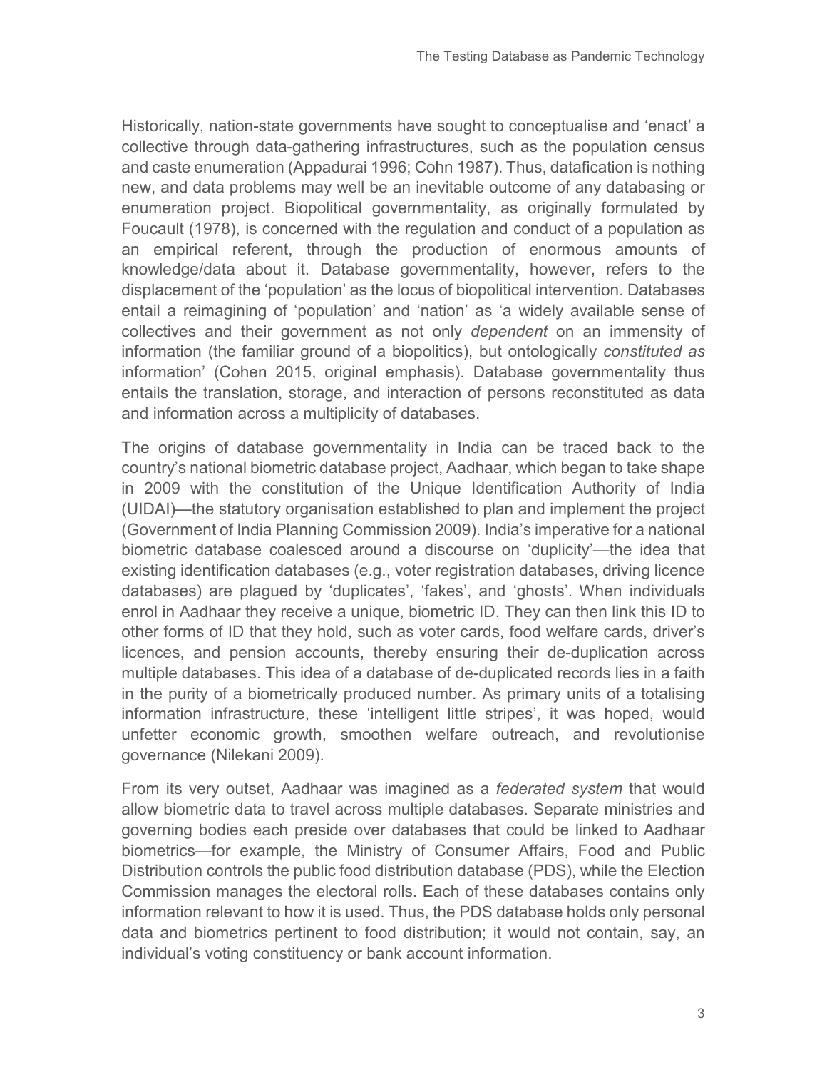Historically, nation-state governments have sought to conceptualise and 'enact' a collective through data-gathering infrastructures, such as the population census and caste enumeration (Appadurai 1996; Cohn 1987). Thus, datafication is nothing new, and data problems may well be an inevitable outcome of any databasing or enumeration project. Biopolitical governmentality, as originally formulated by Foucault (1978), is concerned with the regulation and conduct of a population as an empirical referent, through the production of enormous amounts of knowledge/data about it. Database governmentality, however, refers to the displacement of the 'population' as the locus of biopolitical intervention. Databases entail a reimagining of 'population' and 'nation' as 'a widely available sense of collectives and their government as not only *dependent* on an immensity of information (the familiar ground of a biopolitics), but ontologically *constituted as* information' (Cohen 2015, original emphasis). Database governmentality thus entails the translation, storage, and interaction of persons reconstituted as data and information across a multiplicity of databases.

The origins of database governmentality in India can be traced back to the country's national biometric database project, Aadhaar, which began to take shape in 2009 with the constitution of the Unique Identification Authority of India (UIDAI)—the statutory organisation established to plan and implement the project (Government of India Planning Commission 2009). India's imperative for a national biometric database coalesced around a discourse on 'duplicity'—the idea that existing identification databases (e.g., voter registration databases, driving licence databases) are plagued by 'duplicates', 'fakes', and 'ghosts'. When individuals enrol in Aadhaar they receive a unique, biometric ID. They can then link this ID to other forms of ID that they hold, such as voter cards, food welfare cards, driver's licences, and pension accounts, thereby ensuring their de-duplication across multiple databases. This idea of a database of de-duplicated records lies in a faith in the purity of a biometrically produced number. As primary units of a totalising information infrastructure, these 'intelligent little stripes', it was hoped, would unfetter economic growth, smoothen welfare outreach, and revolutionise governance (Nilekani 2009).

From its very outset, Aadhaar was imagined as a *federated system* that would allow biometric data to travel across multiple databases. Separate ministries and governing bodies each preside over databases that could be linked to Aadhaar biometrics—for example, the Ministry of Consumer Affairs, Food and Public Distribution controls the public food distribution database (PDS), while the Election Commission manages the electoral rolls. Each of these databases contains only information relevant to how it is used. Thus, the PDS database holds only personal data and biometrics pertinent to food distribution; it would not contain, say, an individual's voting constituency or bank account information.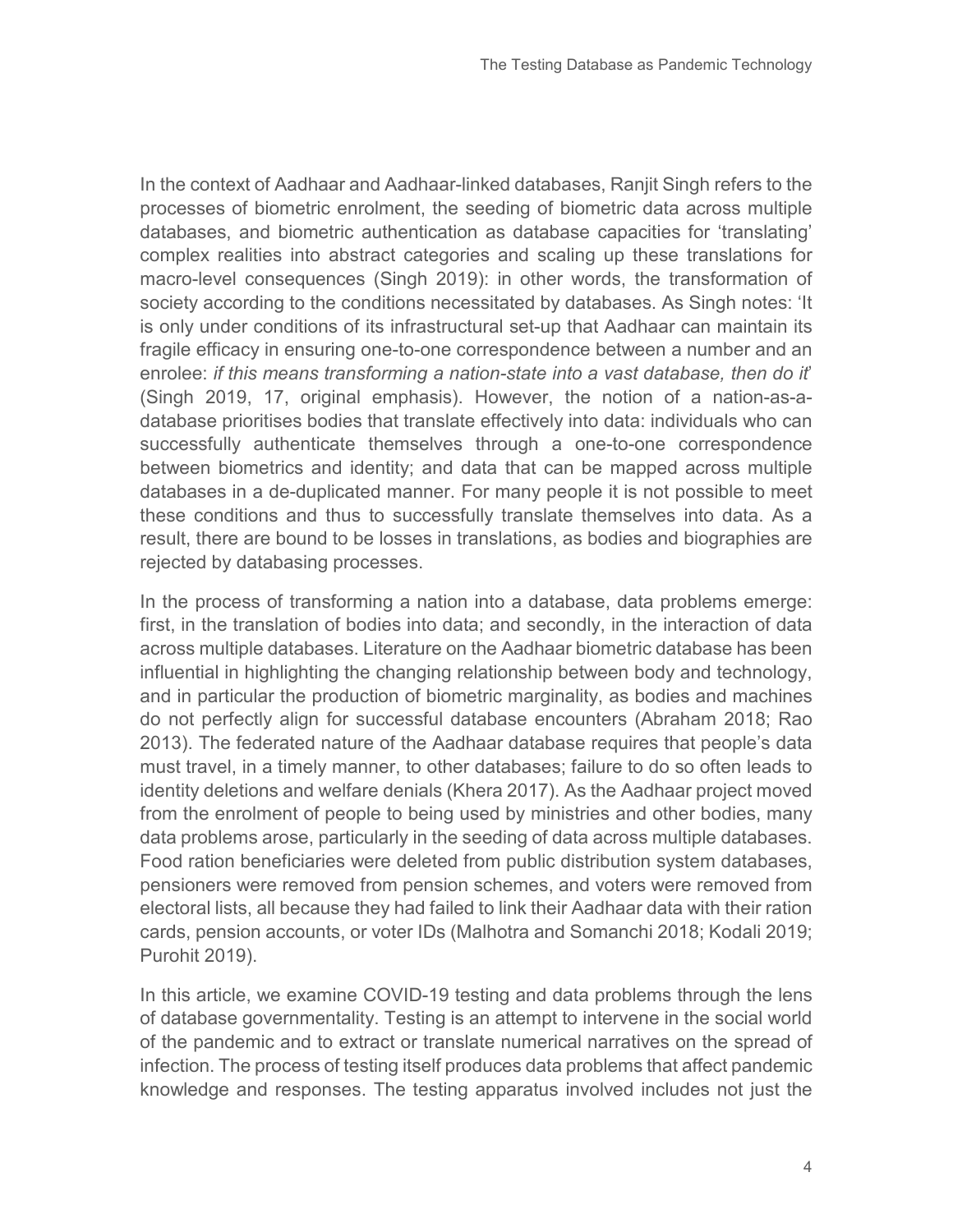In the context of Aadhaar and Aadhaar-linked databases, Ranjit Singh refers to the processes of biometric enrolment, the seeding of biometric data across multiple databases, and biometric authentication as database capacities for 'translating' complex realities into abstract categories and scaling up these translations for macro-level consequences (Singh 2019): in other words, the transformation of society according to the conditions necessitated by databases. As Singh notes: 'It is only under conditions of its infrastructural set-up that Aadhaar can maintain its fragile efficacy in ensuring one-to-one correspondence between a number and an enrolee: *if this means transforming a nation-state into a vast database, then do it*' (Singh 2019, 17, original emphasis). However, the notion of a nation-as-a-database prioritises bodies that translate effectively into data: individuals who can successfully authenticate themselves through a one-to-one correspondence between biometrics and identity; and data that can be mapped across multiple databases in a de-duplicated manner. For many people it is not possible to meet these conditions and thus to successfully translate themselves into data. As a result, there are bound to be losses in translations, as bodies and biographies are rejected by databasing processes.

In the process of transforming a nation into a database, data problems emerge: first, in the translation of bodies into data; and secondly, in the interaction of data across multiple databases. Literature on the Aadhaar biometric database has been influential in highlighting the changing relationship between body and technology, and in particular the production of biometric marginality, as bodies and machines do not perfectly align for successful database encounters (Abraham 2018; Rao 2013). The federated nature of the Aadhaar database requires that people's data must travel, in a timely manner, to other databases; failure to do so often leads to identity deletions and welfare denials (Khera 2017). As the Aadhaar project moved from the enrolment of people to being used by ministries and other bodies, many data problems arose, particularly in the seeding of data across multiple databases. Food ration beneficiaries were deleted from public distribution system databases, pensioners were removed from pension schemes, and voters were removed from electoral lists, all because they had failed to link their Aadhaar data with their ration cards, pension accounts, or voter IDs (Malhotra and Somanchi 2018; Kodali 2019; Purohit 2019).

In this article, we examine COVID-19 testing and data problems through the lens of database governmentality. Testing is an attempt to intervene in the social world of the pandemic and to extract or translate numerical narratives on the spread of infection. The process of testing itself produces data problems that affect pandemic knowledge and responses. The testing apparatus involved includes not just the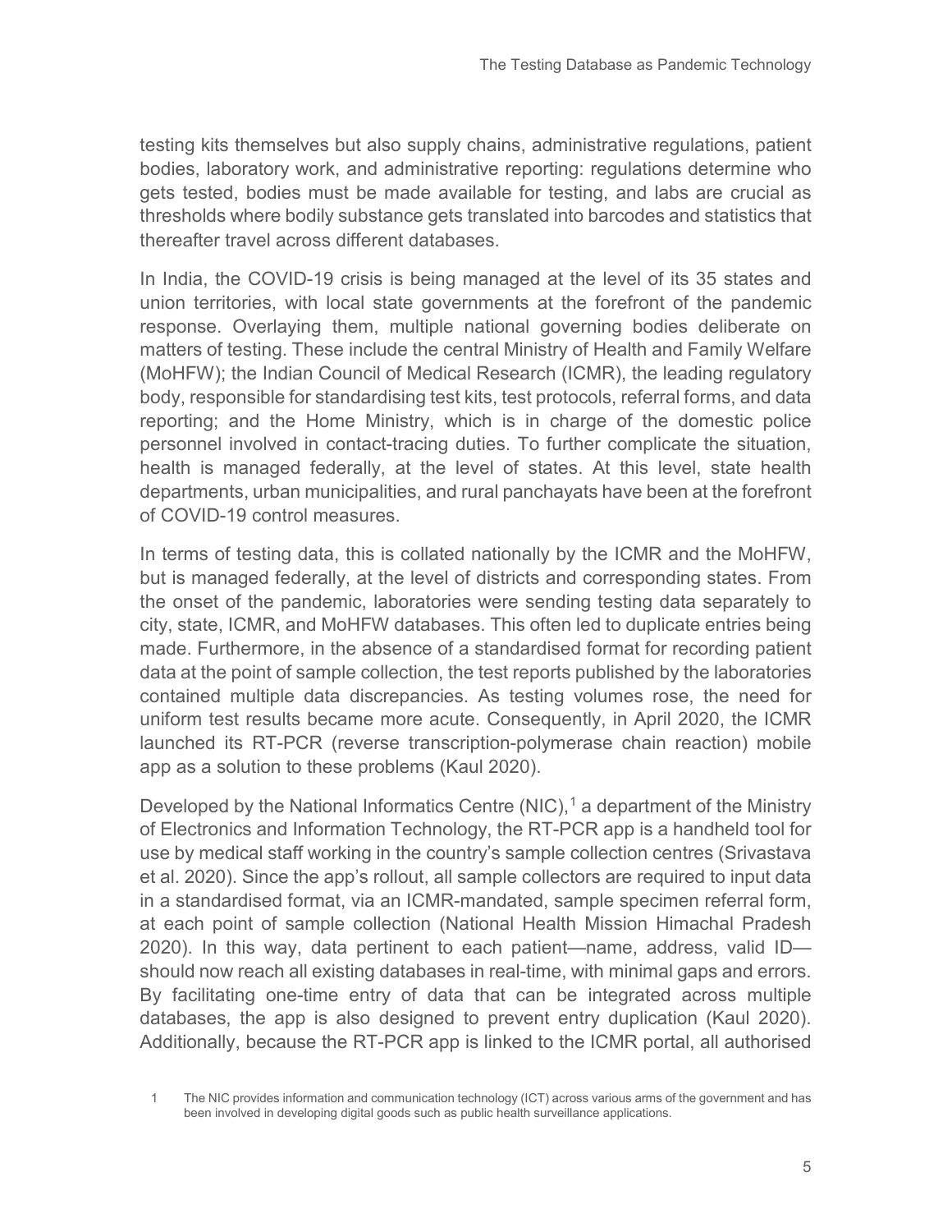testing kits themselves but also supply chains, administrative regulations, patient bodies, laboratory work, and administrative reporting: regulations determine who gets tested, bodies must be made available for testing, and labs are crucial as thresholds where bodily substance gets translated into barcodes and statistics that thereafter travel across different databases.

In India, the COVID-19 crisis is being managed at the level of its 35 states and union territories, with local state governments at the forefront of the pandemic response. Overlaying them, multiple national governing bodies deliberate on matters of testing. These include the central Ministry of Health and Family Welfare (MoHFW); the Indian Council of Medical Research (ICMR), the leading regulatory body, responsible for standardising test kits, test protocols, referral forms, and data reporting; and the Home Ministry, which is in charge of the domestic police personnel involved in contact-tracing duties. To further complicate the situation, health is managed federally, at the level of states. At this level, state health departments, urban municipalities, and rural panchayats have been at the forefront of COVID-19 control measures.

In terms of testing data, this is collated nationally by the ICMR and the MoHFW, but is managed federally, at the level of districts and corresponding states. From the onset of the pandemic, laboratories were sending testing data separately to city, state, ICMR, and MoHFW databases. This often led to duplicate entries being made. Furthermore, in the absence of a standardised format for recording patient data at the point of sample collection, the test reports published by the laboratories contained multiple data discrepancies. As testing volumes rose, the need for uniform test results became more acute. Consequently, in April 2020, the ICMR launched its RT-PCR (reverse transcription-polymerase chain reaction) mobile app as a solution to these problems (Kaul 2020).

Developed by the National Informatics Centre (NIC),[1] a department of the Ministry of Electronics and Information Technology, the RT-PCR app is a handheld tool for use by medical staff working in the country's sample collection centres (Srivastava et al. 2020). Since the app's rollout, all sample collectors are required to input data in a standardised format, via an ICMR-mandated, sample specimen referral form, at each point of sample collection (National Health Mission Himachal Pradesh 2020). In this way, data pertinent to each patient—name, address, valid ID—should now reach all existing databases in real-time, with minimal gaps and errors. By facilitating one-time entry of data that can be integrated across multiple databases, the app is also designed to prevent entry duplication (Kaul 2020). Additionally, because the RT-PCR app is linked to the ICMR portal, all authorised

1 The NIC provides information and communication technology (ICT) across various arms of the government and has been involved in developing digital goods such as public health surveillance applications.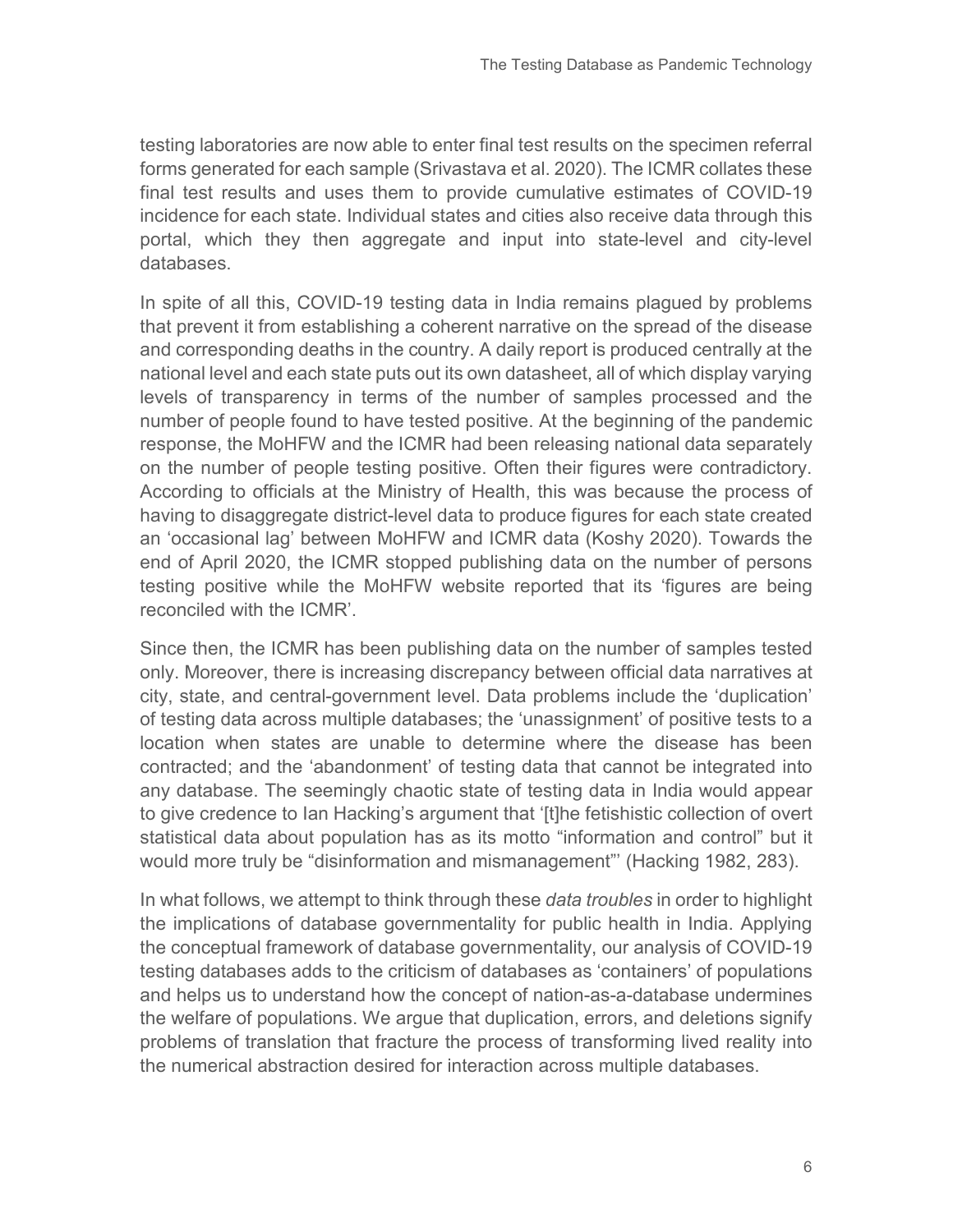testing laboratories are now able to enter final test results on the specimen referral forms generated for each sample (Srivastava et al. 2020). The ICMR collates these final test results and uses them to provide cumulative estimates of COVID-19 incidence for each state. Individual states and cities also receive data through this portal, which they then aggregate and input into state-level and city-level databases.

In spite of all this, COVID-19 testing data in India remains plagued by problems that prevent it from establishing a coherent narrative on the spread of the disease and corresponding deaths in the country. A daily report is produced centrally at the national level and each state puts out its own datasheet, all of which display varying levels of transparency in terms of the number of samples processed and the number of people found to have tested positive. At the beginning of the pandemic response, the MoHFW and the ICMR had been releasing national data separately on the number of people testing positive. Often their figures were contradictory. According to officials at the Ministry of Health, this was because the process of having to disaggregate district-level data to produce figures for each state created an 'occasional lag' between MoHFW and ICMR data (Koshy 2020). Towards the end of April 2020, the ICMR stopped publishing data on the number of persons testing positive while the MoHFW website reported that its 'figures are being reconciled with the ICMR'.

Since then, the ICMR has been publishing data on the number of samples tested only. Moreover, there is increasing discrepancy between official data narratives at city, state, and central-government level. Data problems include the 'duplication' of testing data across multiple databases; the 'unassignment' of positive tests to a location when states are unable to determine where the disease has been contracted; and the 'abandonment' of testing data that cannot be integrated into any database. The seemingly chaotic state of testing data in India would appear to give credence to Ian Hacking's argument that '[t]he fetishistic collection of overt statistical data about population has as its motto "information and control" but it would more truly be "disinformation and mismanagement"' (Hacking 1982, 283).

In what follows, we attempt to think through these *data troubles* in order to highlight the implications of database governmentality for public health in India. Applying the conceptual framework of database governmentality, our analysis of COVID-19 testing databases adds to the criticism of databases as 'containers' of populations and helps us to understand how the concept of nation-as-a-database undermines the welfare of populations. We argue that duplication, errors, and deletions signify problems of translation that fracture the process of transforming lived reality into the numerical abstraction desired for interaction across multiple databases.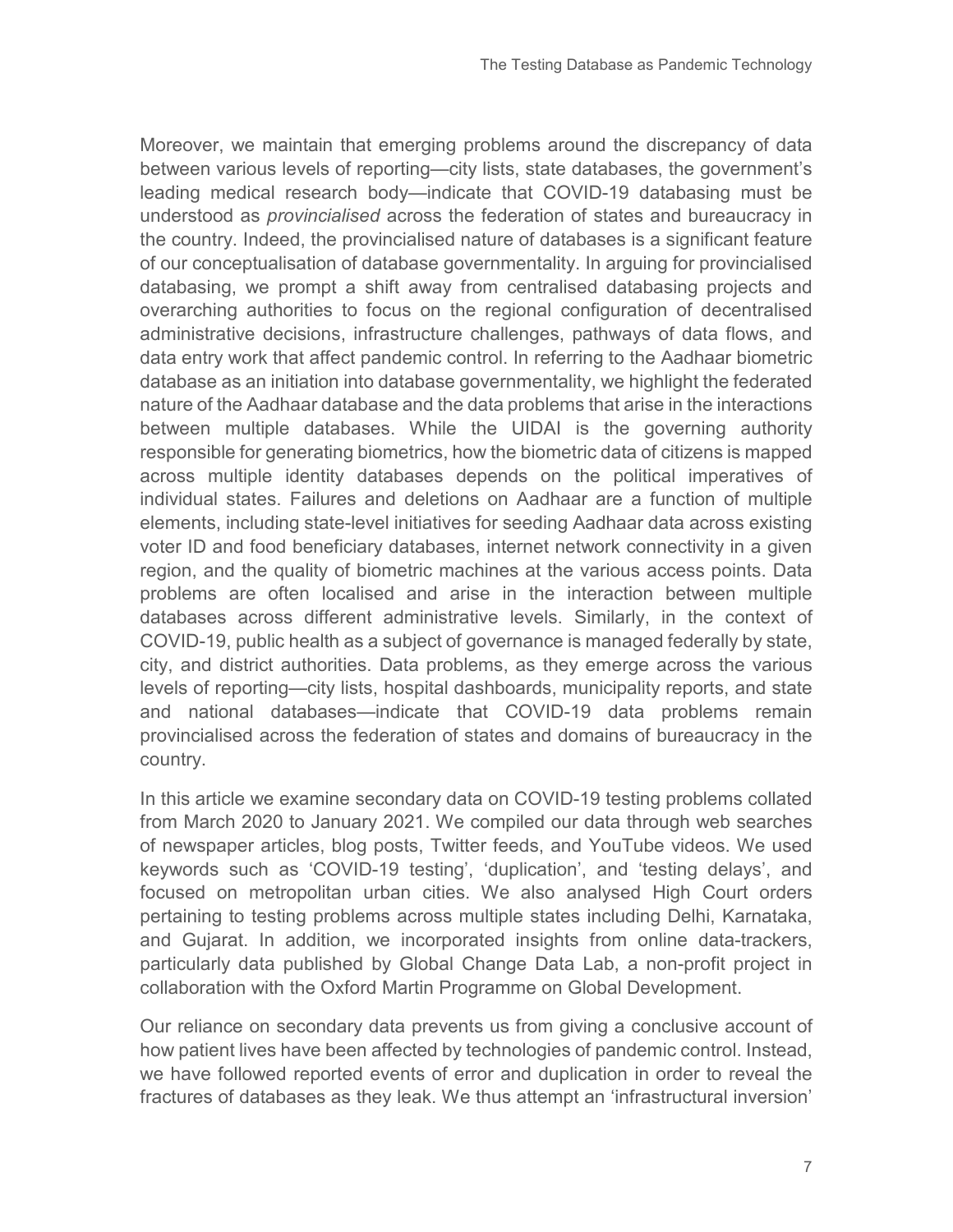Moreover, we maintain that emerging problems around the discrepancy of data between various levels of reporting—city lists, state databases, the government's leading medical research body—indicate that COVID-19 databasing must be understood as *provincialised* across the federation of states and bureaucracy in the country. Indeed, the provincialised nature of databases is a significant feature of our conceptualisation of database governmentality. In arguing for provincialised databasing, we prompt a shift away from centralised databasing projects and overarching authorities to focus on the regional configuration of decentralised administrative decisions, infrastructure challenges, pathways of data flows, and data entry work that affect pandemic control. In referring to the Aadhaar biometric database as an initiation into database governmentality, we highlight the federated nature of the Aadhaar database and the data problems that arise in the interactions between multiple databases. While the UIDAI is the governing authority responsible for generating biometrics, how the biometric data of citizens is mapped across multiple identity databases depends on the political imperatives of individual states. Failures and deletions on Aadhaar are a function of multiple elements, including state-level initiatives for seeding Aadhaar data across existing voter ID and food beneficiary databases, internet network connectivity in a given region, and the quality of biometric machines at the various access points. Data problems are often localised and arise in the interaction between multiple databases across different administrative levels. Similarly, in the context of COVID-19, public health as a subject of governance is managed federally by state, city, and district authorities. Data problems, as they emerge across the various levels of reporting—city lists, hospital dashboards, municipality reports, and state and national databases—indicate that COVID-19 data problems remain provincialised across the federation of states and domains of bureaucracy in the country.

In this article we examine secondary data on COVID-19 testing problems collated from March 2020 to January 2021. We compiled our data through web searches of newspaper articles, blog posts, Twitter feeds, and YouTube videos. We used keywords such as 'COVID-19 testing', 'duplication', and 'testing delays', and focused on metropolitan urban cities. We also analysed High Court orders pertaining to testing problems across multiple states including Delhi, Karnataka, and Gujarat. In addition, we incorporated insights from online data-trackers, particularly data published by Global Change Data Lab, a non-profit project in collaboration with the Oxford Martin Programme on Global Development.

Our reliance on secondary data prevents us from giving a conclusive account of how patient lives have been affected by technologies of pandemic control. Instead, we have followed reported events of error and duplication in order to reveal the fractures of databases as they leak. We thus attempt an 'infrastructural inversion'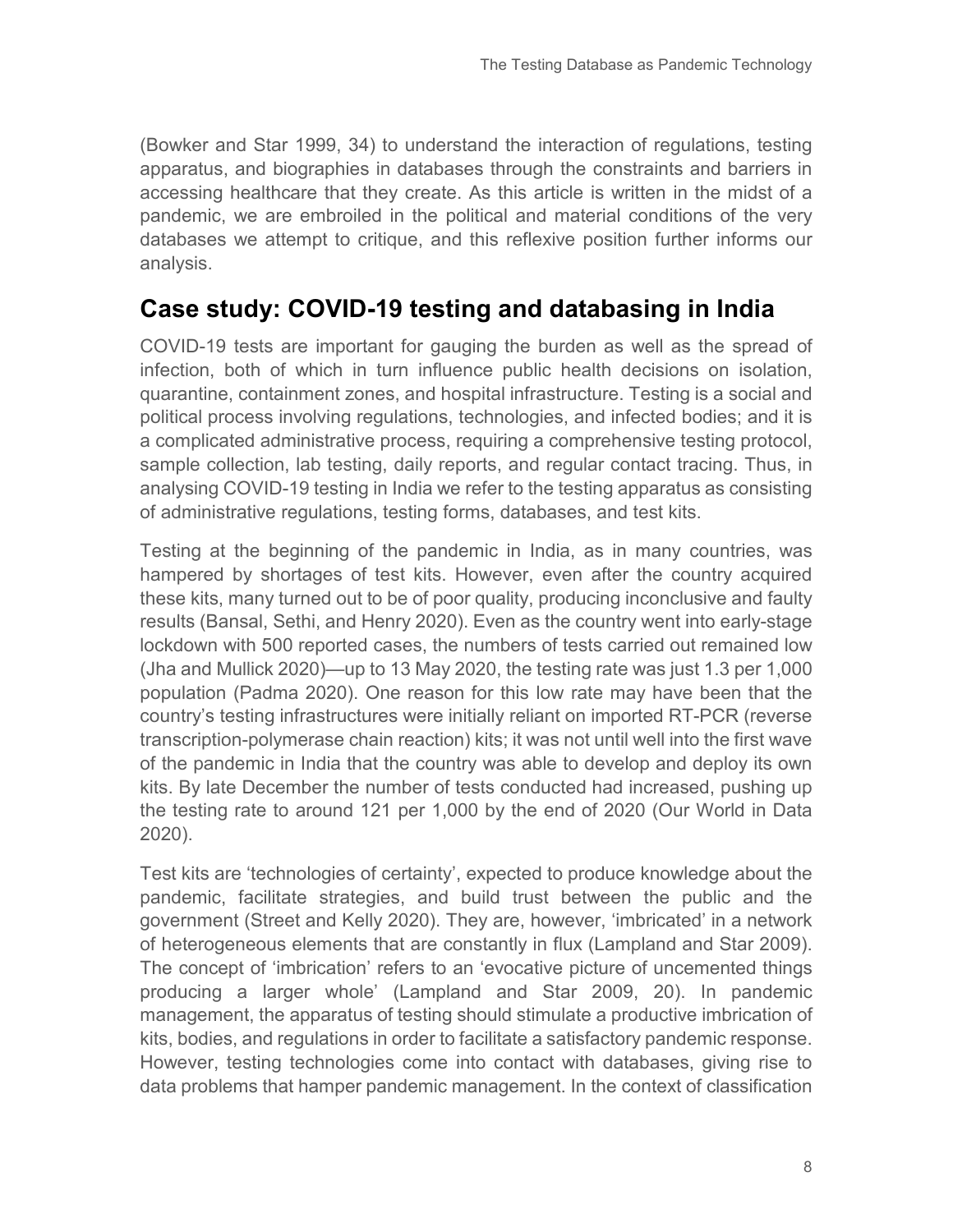(Bowker and Star 1999, 34) to understand the interaction of regulations, testing apparatus, and biographies in databases through the constraints and barriers in accessing healthcare that they create. As this article is written in the midst of a pandemic, we are embroiled in the political and material conditions of the very databases we attempt to critique, and this reflexive position further informs our analysis.

## Case study: COVID-19 testing and databasing in India

COVID-19 tests are important for gauging the burden as well as the spread of infection, both of which in turn influence public health decisions on isolation, quarantine, containment zones, and hospital infrastructure. Testing is a social and political process involving regulations, technologies, and infected bodies; and it is a complicated administrative process, requiring a comprehensive testing protocol, sample collection, lab testing, daily reports, and regular contact tracing. Thus, in analysing COVID-19 testing in India we refer to the testing apparatus as consisting of administrative regulations, testing forms, databases, and test kits.

Testing at the beginning of the pandemic in India, as in many countries, was hampered by shortages of test kits. However, even after the country acquired these kits, many turned out to be of poor quality, producing inconclusive and faulty results (Bansal, Sethi, and Henry 2020). Even as the country went into early-stage lockdown with 500 reported cases, the numbers of tests carried out remained low (Jha and Mullick 2020)—up to 13 May 2020, the testing rate was just 1.3 per 1,000 population (Padma 2020). One reason for this low rate may have been that the country's testing infrastructures were initially reliant on imported RT-PCR (reverse transcription-polymerase chain reaction) kits; it was not until well into the first wave of the pandemic in India that the country was able to develop and deploy its own kits. By late December the number of tests conducted had increased, pushing up the testing rate to around 121 per 1,000 by the end of 2020 (Our World in Data 2020).

Test kits are 'technologies of certainty', expected to produce knowledge about the pandemic, facilitate strategies, and build trust between the public and the government (Street and Kelly 2020). They are, however, 'imbricated' in a network of heterogeneous elements that are constantly in flux (Lampland and Star 2009). The concept of 'imbrication' refers to an 'evocative picture of uncemented things producing a larger whole' (Lampland and Star 2009, 20). In pandemic management, the apparatus of testing should stimulate a productive imbrication of kits, bodies, and regulations in order to facilitate a satisfactory pandemic response. However, testing technologies come into contact with databases, giving rise to data problems that hamper pandemic management. In the context of classification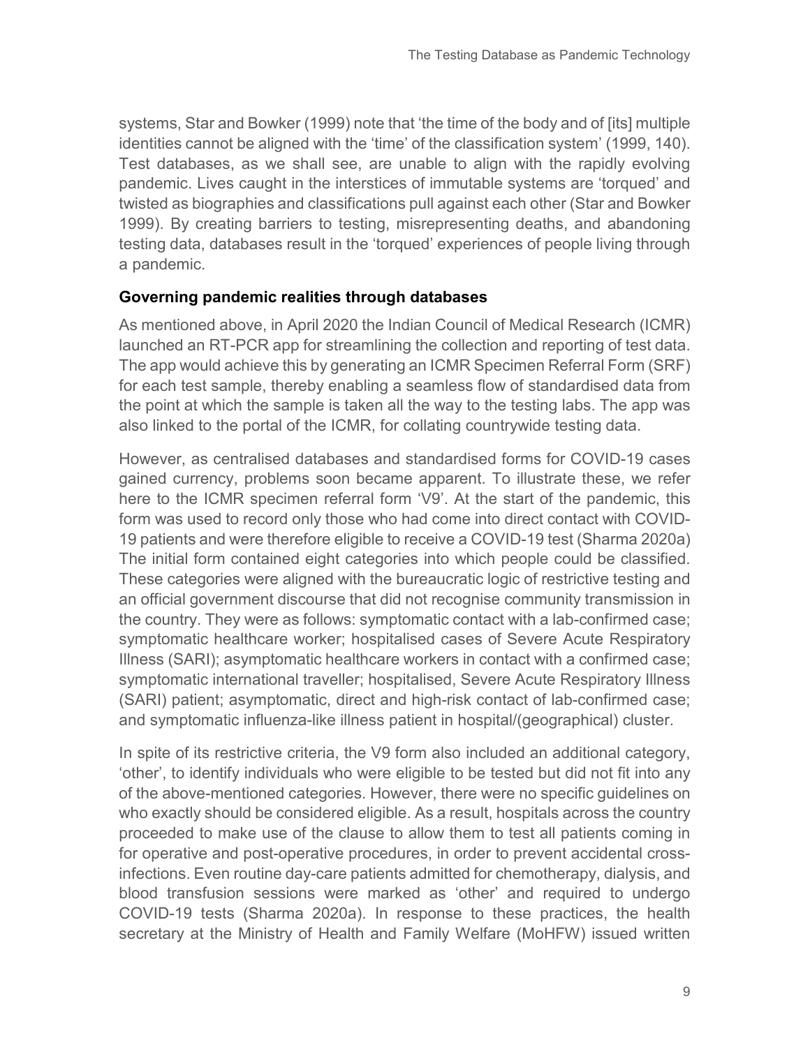systems, Star and Bowker (1999) note that 'the time of the body and of [its] multiple identities cannot be aligned with the 'time' of the classification system' (1999, 140). Test databases, as we shall see, are unable to align with the rapidly evolving pandemic. Lives caught in the interstices of immutable systems are 'torqued' and twisted as biographies and classifications pull against each other (Star and Bowker 1999). By creating barriers to testing, misrepresenting deaths, and abandoning testing data, databases result in the 'torqued' experiences of people living through a pandemic.

## Governing pandemic realities through databases

As mentioned above, in April 2020 the Indian Council of Medical Research (ICMR) launched an RT-PCR app for streamlining the collection and reporting of test data. The app would achieve this by generating an ICMR Specimen Referral Form (SRF) for each test sample, thereby enabling a seamless flow of standardised data from the point at which the sample is taken all the way to the testing labs. The app was also linked to the portal of the ICMR, for collating countrywide testing data.

However, as centralised databases and standardised forms for COVID-19 cases gained currency, problems soon became apparent. To illustrate these, we refer here to the ICMR specimen referral form 'V9'. At the start of the pandemic, this form was used to record only those who had come into direct contact with COVID-19 patients and were therefore eligible to receive a COVID-19 test (Sharma 2020a) The initial form contained eight categories into which people could be classified. These categories were aligned with the bureaucratic logic of restrictive testing and an official government discourse that did not recognise community transmission in the country. They were as follows: symptomatic contact with a lab-confirmed case; symptomatic healthcare worker; hospitalised cases of Severe Acute Respiratory Illness (SARI); asymptomatic healthcare workers in contact with a confirmed case; symptomatic international traveller; hospitalised, Severe Acute Respiratory Illness (SARI) patient; asymptomatic, direct and high-risk contact of lab-confirmed case; and symptomatic influenza-like illness patient in hospital/(geographical) cluster.

In spite of its restrictive criteria, the V9 form also included an additional category, 'other', to identify individuals who were eligible to be tested but did not fit into any of the above-mentioned categories. However, there were no specific guidelines on who exactly should be considered eligible. As a result, hospitals across the country proceeded to make use of the clause to allow them to test all patients coming in for operative and post-operative procedures, in order to prevent accidental cross-infections. Even routine day-care patients admitted for chemotherapy, dialysis, and blood transfusion sessions were marked as 'other' and required to undergo COVID-19 tests (Sharma 2020a). In response to these practices, the health secretary at the Ministry of Health and Family Welfare (MoHFW) issued written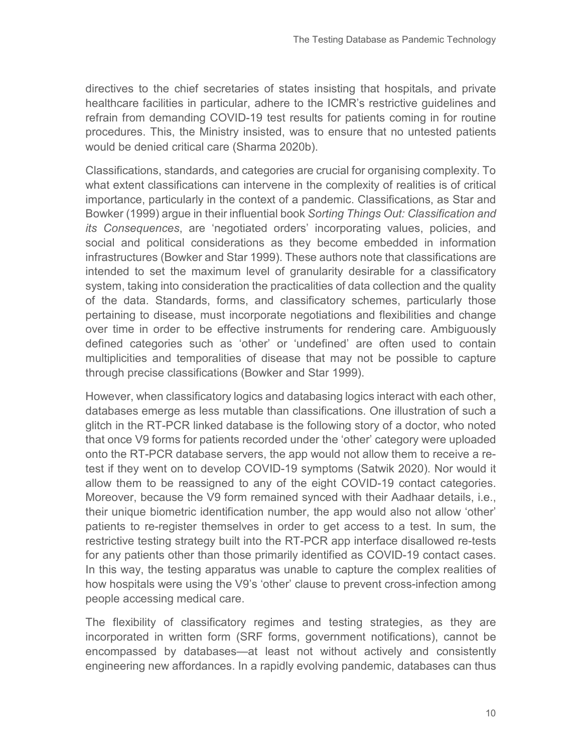directives to the chief secretaries of states insisting that hospitals, and private healthcare facilities in particular, adhere to the ICMR's restrictive guidelines and refrain from demanding COVID-19 test results for patients coming in for routine procedures. This, the Ministry insisted, was to ensure that no untested patients would be denied critical care (Sharma 2020b).

Classifications, standards, and categories are crucial for organising complexity. To what extent classifications can intervene in the complexity of realities is of critical importance, particularly in the context of a pandemic. Classifications, as Star and Bowker (1999) argue in their influential book *Sorting Things Out: Classification and its Consequences*, are 'negotiated orders' incorporating values, policies, and social and political considerations as they become embedded in information infrastructures (Bowker and Star 1999). These authors note that classifications are intended to set the maximum level of granularity desirable for a classificatory system, taking into consideration the practicalities of data collection and the quality of the data. Standards, forms, and classificatory schemes, particularly those pertaining to disease, must incorporate negotiations and flexibilities and change over time in order to be effective instruments for rendering care. Ambiguously defined categories such as 'other' or 'undefined' are often used to contain multiplicities and temporalities of disease that may not be possible to capture through precise classifications (Bowker and Star 1999).

However, when classificatory logics and databasing logics interact with each other, databases emerge as less mutable than classifications. One illustration of such a glitch in the RT-PCR linked database is the following story of a doctor, who noted that once V9 forms for patients recorded under the 'other' category were uploaded onto the RT-PCR database servers, the app would not allow them to receive a re-test if they went on to develop COVID-19 symptoms (Satwik 2020). Nor would it allow them to be reassigned to any of the eight COVID-19 contact categories. Moreover, because the V9 form remained synced with their Aadhaar details, i.e., their unique biometric identification number, the app would also not allow 'other' patients to re-register themselves in order to get access to a test. In sum, the restrictive testing strategy built into the RT-PCR app interface disallowed re-tests for any patients other than those primarily identified as COVID-19 contact cases. In this way, the testing apparatus was unable to capture the complex realities of how hospitals were using the V9's 'other' clause to prevent cross-infection among people accessing medical care.

The flexibility of classificatory regimes and testing strategies, as they are incorporated in written form (SRF forms, government notifications), cannot be encompassed by databases—at least not without actively and consistently engineering new affordances. In a rapidly evolving pandemic, databases can thus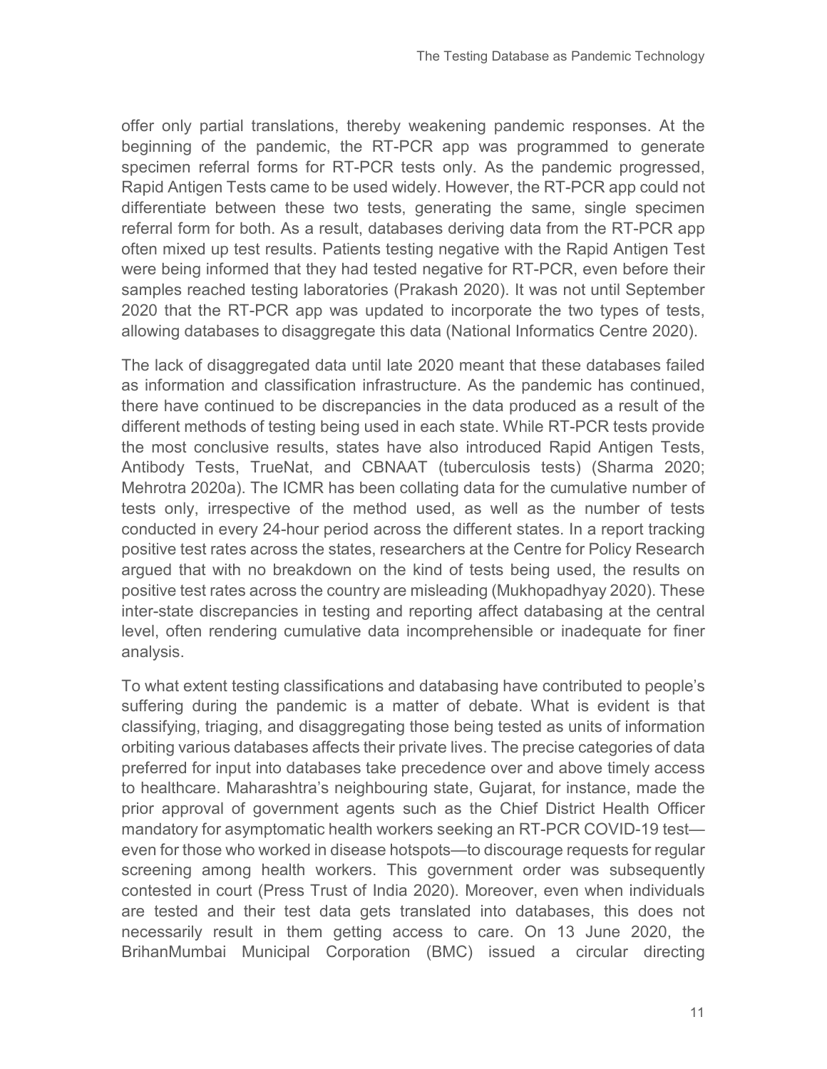offer only partial translations, thereby weakening pandemic responses. At the beginning of the pandemic, the RT-PCR app was programmed to generate specimen referral forms for RT-PCR tests only. As the pandemic progressed, Rapid Antigen Tests came to be used widely. However, the RT-PCR app could not differentiate between these two tests, generating the same, single specimen referral form for both. As a result, databases deriving data from the RT-PCR app often mixed up test results. Patients testing negative with the Rapid Antigen Test were being informed that they had tested negative for RT-PCR, even before their samples reached testing laboratories (Prakash 2020). It was not until September 2020 that the RT-PCR app was updated to incorporate the two types of tests, allowing databases to disaggregate this data (National Informatics Centre 2020).

The lack of disaggregated data until late 2020 meant that these databases failed as information and classification infrastructure. As the pandemic has continued, there have continued to be discrepancies in the data produced as a result of the different methods of testing being used in each state. While RT-PCR tests provide the most conclusive results, states have also introduced Rapid Antigen Tests, Antibody Tests, TrueNat, and CBNAAT (tuberculosis tests) (Sharma 2020; Mehrotra 2020a). The ICMR has been collating data for the cumulative number of tests only, irrespective of the method used, as well as the number of tests conducted in every 24-hour period across the different states. In a report tracking positive test rates across the states, researchers at the Centre for Policy Research argued that with no breakdown on the kind of tests being used, the results on positive test rates across the country are misleading (Mukhopadhyay 2020). These inter-state discrepancies in testing and reporting affect databasing at the central level, often rendering cumulative data incomprehensible or inadequate for finer analysis.

To what extent testing classifications and databasing have contributed to people's suffering during the pandemic is a matter of debate. What is evident is that classifying, triaging, and disaggregating those being tested as units of information orbiting various databases affects their private lives. The precise categories of data preferred for input into databases take precedence over and above timely access to healthcare. Maharashtra's neighbouring state, Gujarat, for instance, made the prior approval of government agents such as the Chief District Health Officer mandatory for asymptomatic health workers seeking an RT-PCR COVID-19 test—even for those who worked in disease hotspots—to discourage requests for regular screening among health workers. This government order was subsequently contested in court (Press Trust of India 2020). Moreover, even when individuals are tested and their test data gets translated into databases, this does not necessarily result in them getting access to care. On 13 June 2020, the BrihanMumbai Municipal Corporation (BMC) issued a circular directing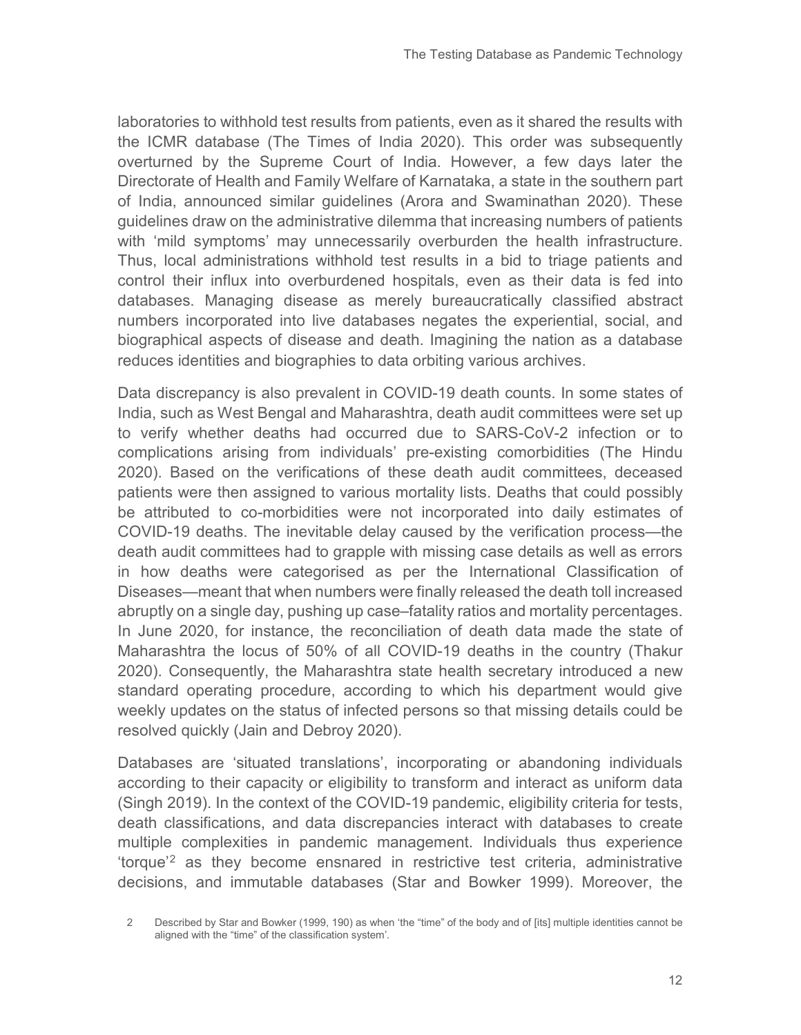laboratories to withhold test results from patients, even as it shared the results with the ICMR database (The Times of India 2020). This order was subsequently overturned by the Supreme Court of India. However, a few days later the Directorate of Health and Family Welfare of Karnataka, a state in the southern part of India, announced similar guidelines (Arora and Swaminathan 2020). These guidelines draw on the administrative dilemma that increasing numbers of patients with 'mild symptoms' may unnecessarily overburden the health infrastructure. Thus, local administrations withhold test results in a bid to triage patients and control their influx into overburdened hospitals, even as their data is fed into databases. Managing disease as merely bureaucratically classified abstract numbers incorporated into live databases negates the experiential, social, and biographical aspects of disease and death. Imagining the nation as a database reduces identities and biographies to data orbiting various archives.

Data discrepancy is also prevalent in COVID-19 death counts. In some states of India, such as West Bengal and Maharashtra, death audit committees were set up to verify whether deaths had occurred due to SARS-CoV-2 infection or to complications arising from individuals' pre-existing comorbidities (The Hindu 2020). Based on the verifications of these death audit committees, deceased patients were then assigned to various mortality lists. Deaths that could possibly be attributed to co-morbidities were not incorporated into daily estimates of COVID-19 deaths. The inevitable delay caused by the verification process—the death audit committees had to grapple with missing case details as well as errors in how deaths were categorised as per the International Classification of Diseases—meant that when numbers were finally released the death toll increased abruptly on a single day, pushing up case–fatality ratios and mortality percentages. In June 2020, for instance, the reconciliation of death data made the state of Maharashtra the locus of 50% of all COVID-19 deaths in the country (Thakur 2020). Consequently, the Maharashtra state health secretary introduced a new standard operating procedure, according to which his department would give weekly updates on the status of infected persons so that missing details could be resolved quickly (Jain and Debroy 2020).

Databases are 'situated translations', incorporating or abandoning individuals according to their capacity or eligibility to transform and interact as uniform data (Singh 2019). In the context of the COVID-19 pandemic, eligibility criteria for tests, death classifications, and data discrepancies interact with databases to create multiple complexities in pandemic management. Individuals thus experience 'torque'[2] as they become ensnared in restrictive test criteria, administrative decisions, and immutable databases (Star and Bowker 1999). Moreover, the

2 Described by Star and Bowker (1999, 190) as when 'the "time" of the body and of [its] multiple identities cannot be aligned with the "time" of the classification system'.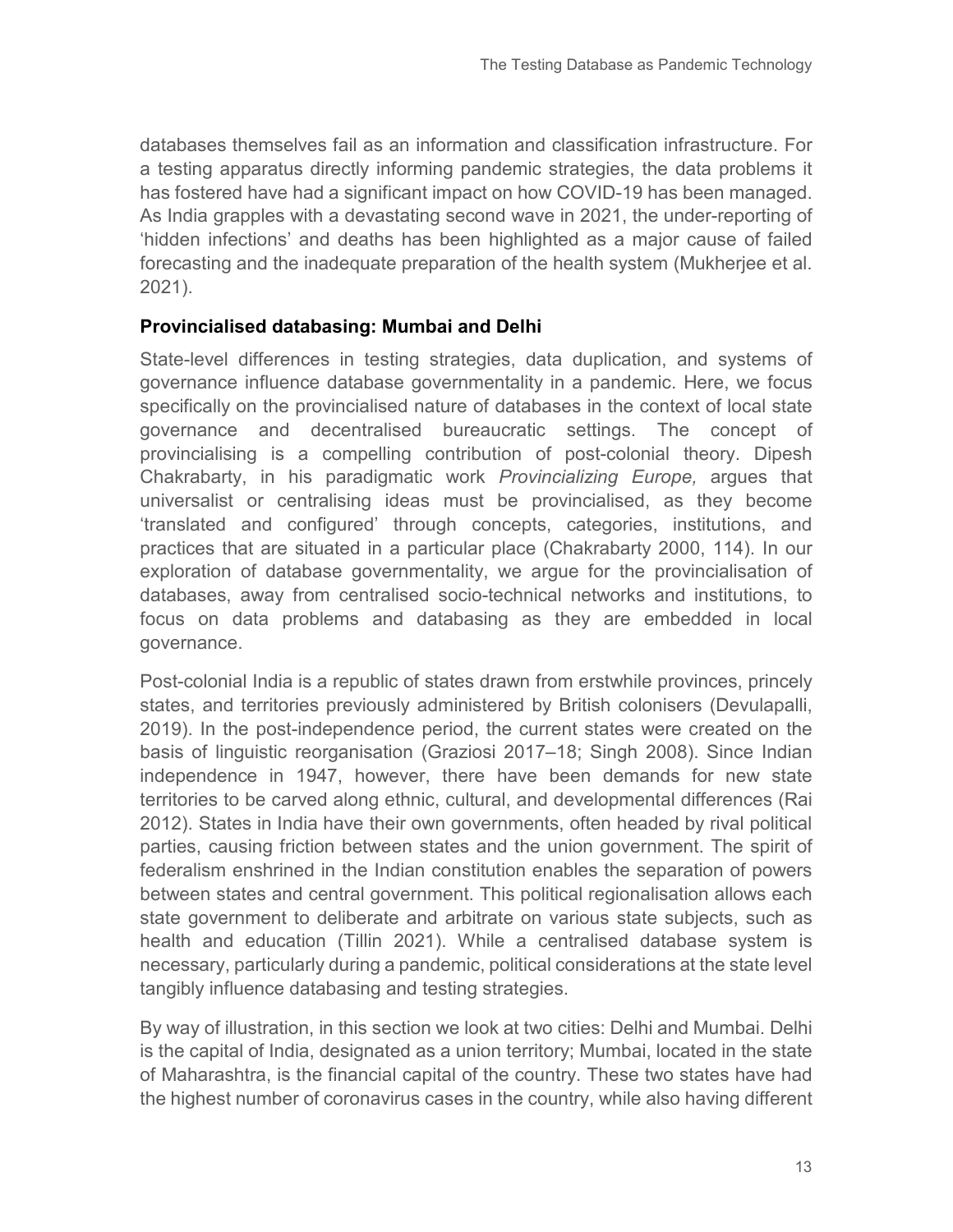databases themselves fail as an information and classification infrastructure. For a testing apparatus directly informing pandemic strategies, the data problems it has fostered have had a significant impact on how COVID-19 has been managed. As India grapples with a devastating second wave in 2021, the under-reporting of 'hidden infections' and deaths has been highlighted as a major cause of failed forecasting and the inadequate preparation of the health system (Mukherjee et al. 2021).

### Provincialised databasing: Mumbai and Delhi

State-level differences in testing strategies, data duplication, and systems of governance influence database governmentality in a pandemic. Here, we focus specifically on the provincialised nature of databases in the context of local state governance and decentralised bureaucratic settings. The concept of provincialising is a compelling contribution of post-colonial theory. Dipesh Chakrabarty, in his paradigmatic work *Provincializing Europe,* argues that universalist or centralising ideas must be provincialised, as they become 'translated and configured' through concepts, categories, institutions, and practices that are situated in a particular place (Chakrabarty 2000, 114). In our exploration of database governmentality, we argue for the provincialisation of databases, away from centralised socio-technical networks and institutions, to focus on data problems and databasing as they are embedded in local governance.

Post-colonial India is a republic of states drawn from erstwhile provinces, princely states, and territories previously administered by British colonisers (Devulapalli, 2019). In the post-independence period, the current states were created on the basis of linguistic reorganisation (Graziosi 2017–18; Singh 2008). Since Indian independence in 1947, however, there have been demands for new state territories to be carved along ethnic, cultural, and developmental differences (Rai 2012). States in India have their own governments, often headed by rival political parties, causing friction between states and the union government. The spirit of federalism enshrined in the Indian constitution enables the separation of powers between states and central government. This political regionalisation allows each state government to deliberate and arbitrate on various state subjects, such as health and education (Tillin 2021). While a centralised database system is necessary, particularly during a pandemic, political considerations at the state level tangibly influence databasing and testing strategies.

By way of illustration, in this section we look at two cities: Delhi and Mumbai. Delhi is the capital of India, designated as a union territory; Mumbai, located in the state of Maharashtra, is the financial capital of the country. These two states have had the highest number of coronavirus cases in the country, while also having different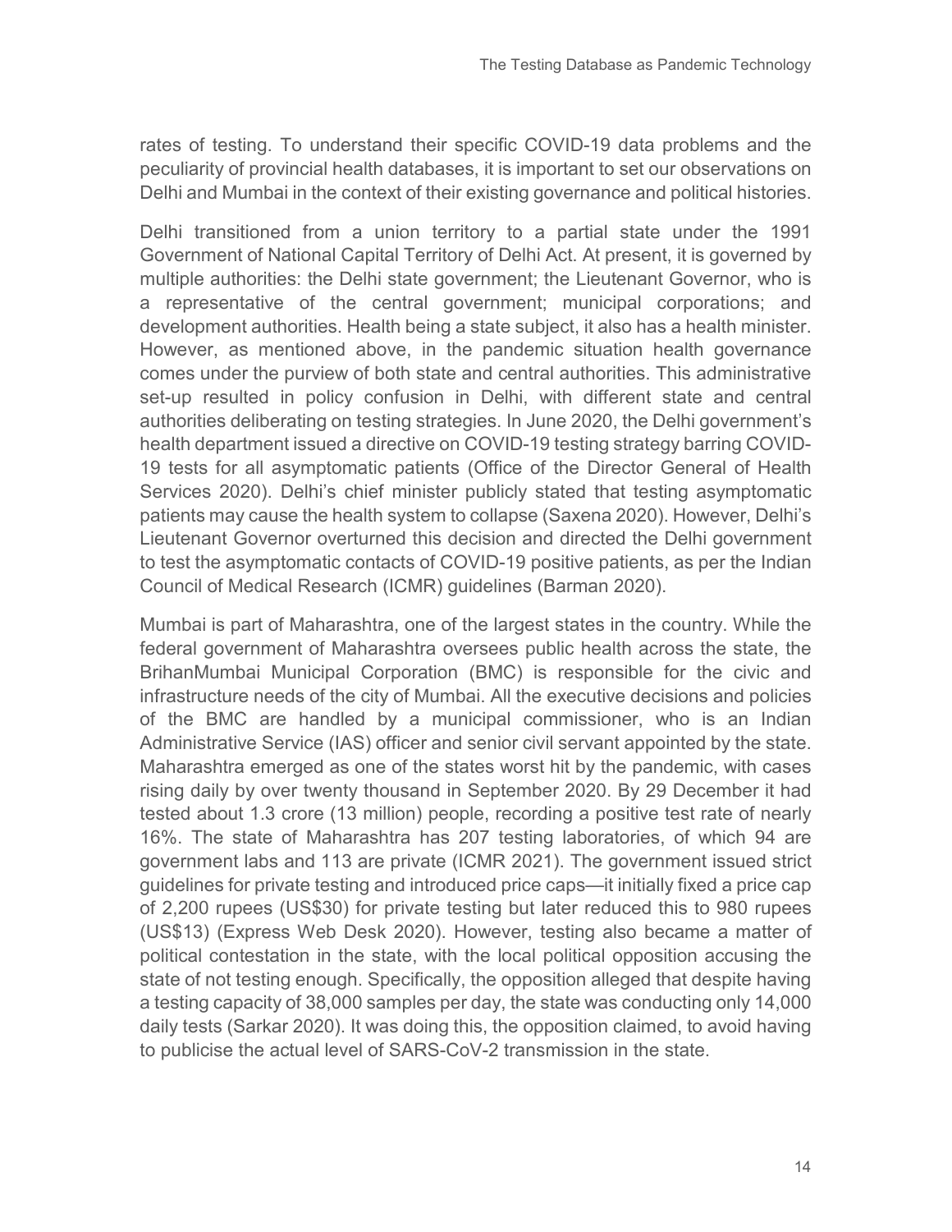rates of testing. To understand their specific COVID-19 data problems and the peculiarity of provincial health databases, it is important to set our observations on Delhi and Mumbai in the context of their existing governance and political histories.

Delhi transitioned from a union territory to a partial state under the 1991 Government of National Capital Territory of Delhi Act. At present, it is governed by multiple authorities: the Delhi state government; the Lieutenant Governor, who is a representative of the central government; municipal corporations; and development authorities. Health being a state subject, it also has a health minister. However, as mentioned above, in the pandemic situation health governance comes under the purview of both state and central authorities. This administrative set-up resulted in policy confusion in Delhi, with different state and central authorities deliberating on testing strategies. In June 2020, the Delhi government's health department issued a directive on COVID-19 testing strategy barring COVID-19 tests for all asymptomatic patients (Office of the Director General of Health Services 2020). Delhi's chief minister publicly stated that testing asymptomatic patients may cause the health system to collapse (Saxena 2020). However, Delhi's Lieutenant Governor overturned this decision and directed the Delhi government to test the asymptomatic contacts of COVID-19 positive patients, as per the Indian Council of Medical Research (ICMR) guidelines (Barman 2020).

Mumbai is part of Maharashtra, one of the largest states in the country. While the federal government of Maharashtra oversees public health across the state, the BrihanMumbai Municipal Corporation (BMC) is responsible for the civic and infrastructure needs of the city of Mumbai. All the executive decisions and policies of the BMC are handled by a municipal commissioner, who is an Indian Administrative Service (IAS) officer and senior civil servant appointed by the state. Maharashtra emerged as one of the states worst hit by the pandemic, with cases rising daily by over twenty thousand in September 2020. By 29 December it had tested about 1.3 crore (13 million) people, recording a positive test rate of nearly 16%. The state of Maharashtra has 207 testing laboratories, of which 94 are government labs and 113 are private (ICMR 2021). The government issued strict guidelines for private testing and introduced price caps—it initially fixed a price cap of 2,200 rupees (US$30) for private testing but later reduced this to 980 rupees (US$13) (Express Web Desk 2020). However, testing also became a matter of political contestation in the state, with the local political opposition accusing the state of not testing enough. Specifically, the opposition alleged that despite having a testing capacity of 38,000 samples per day, the state was conducting only 14,000 daily tests (Sarkar 2020). It was doing this, the opposition claimed, to avoid having to publicise the actual level of SARS-CoV-2 transmission in the state.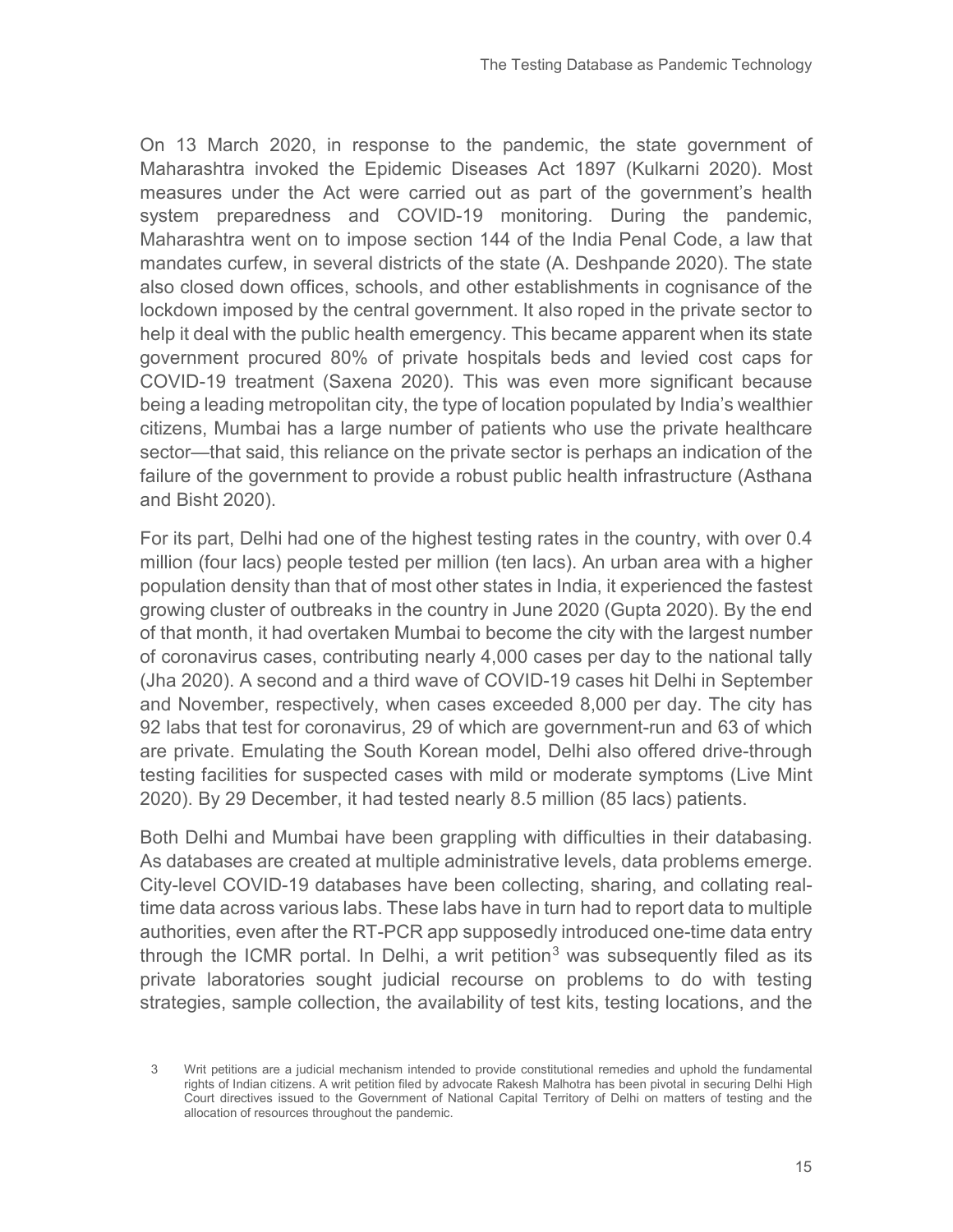On 13 March 2020, in response to the pandemic, the state government of Maharashtra invoked the Epidemic Diseases Act 1897 (Kulkarni 2020). Most measures under the Act were carried out as part of the government's health system preparedness and COVID-19 monitoring. During the pandemic, Maharashtra went on to impose section 144 of the India Penal Code, a law that mandates curfew, in several districts of the state (A. Deshpande 2020). The state also closed down offices, schools, and other establishments in cognisance of the lockdown imposed by the central government. It also roped in the private sector to help it deal with the public health emergency. This became apparent when its state government procured 80% of private hospitals beds and levied cost caps for COVID-19 treatment (Saxena 2020). This was even more significant because being a leading metropolitan city, the type of location populated by India's wealthier citizens, Mumbai has a large number of patients who use the private healthcare sector—that said, this reliance on the private sector is perhaps an indication of the failure of the government to provide a robust public health infrastructure (Asthana and Bisht 2020).

For its part, Delhi had one of the highest testing rates in the country, with over 0.4 million (four lacs) people tested per million (ten lacs). An urban area with a higher population density than that of most other states in India, it experienced the fastest growing cluster of outbreaks in the country in June 2020 (Gupta 2020). By the end of that month, it had overtaken Mumbai to become the city with the largest number of coronavirus cases, contributing nearly 4,000 cases per day to the national tally (Jha 2020). A second and a third wave of COVID-19 cases hit Delhi in September and November, respectively, when cases exceeded 8,000 per day. The city has 92 labs that test for coronavirus, 29 of which are government-run and 63 of which are private. Emulating the South Korean model, Delhi also offered drive-through testing facilities for suspected cases with mild or moderate symptoms (Live Mint 2020). By 29 December, it had tested nearly 8.5 million (85 lacs) patients.

Both Delhi and Mumbai have been grappling with difficulties in their databasing. As databases are created at multiple administrative levels, data problems emerge. City-level COVID-19 databases have been collecting, sharing, and collating real-time data across various labs. These labs have in turn had to report data to multiple authorities, even after the RT-PCR app supposedly introduced one-time data entry through the ICMR portal. In Delhi, a writ petition[3] was subsequently filed as its private laboratories sought judicial recourse on problems to do with testing strategies, sample collection, the availability of test kits, testing locations, and the

3 Writ petitions are a judicial mechanism intended to provide constitutional remedies and uphold the fundamental rights of Indian citizens. A writ petition filed by advocate Rakesh Malhotra has been pivotal in securing Delhi High Court directives issued to the Government of National Capital Territory of Delhi on matters of testing and the allocation of resources throughout the pandemic.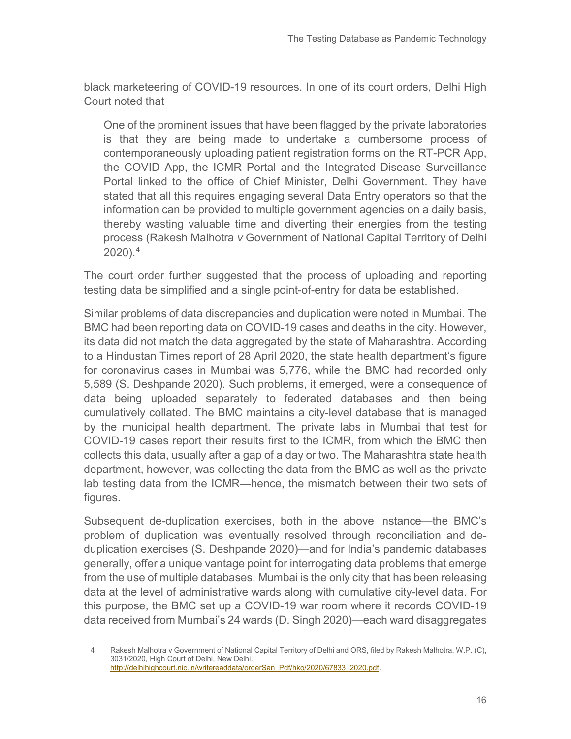black marketeering of COVID-19 resources. In one of its court orders, Delhi High Court noted that

> One of the prominent issues that have been flagged by the private laboratories is that they are being made to undertake a cumbersome process of contemporaneously uploading patient registration forms on the RT-PCR App, the COVID App, the ICMR Portal and the Integrated Disease Surveillance Portal linked to the office of Chief Minister, Delhi Government. They have stated that all this requires engaging several Data Entry operators so that the information can be provided to multiple government agencies on a daily basis, thereby wasting valuable time and diverting their energies from the testing process (Rakesh Malhotra *v* Government of National Capital Territory of Delhi 2020).[4]

The court order further suggested that the process of uploading and reporting testing data be simplified and a single point-of-entry for data be established.

Similar problems of data discrepancies and duplication were noted in Mumbai. The BMC had been reporting data on COVID-19 cases and deaths in the city. However, its data did not match the data aggregated by the state of Maharashtra. According to a Hindustan Times report of 28 April 2020, the state health department's figure for coronavirus cases in Mumbai was 5,776, while the BMC had recorded only 5,589 (S. Deshpande 2020). Such problems, it emerged, were a consequence of data being uploaded separately to federated databases and then being cumulatively collated. The BMC maintains a city-level database that is managed by the municipal health department. The private labs in Mumbai that test for COVID-19 cases report their results first to the ICMR, from which the BMC then collects this data, usually after a gap of a day or two. The Maharashtra state health department, however, was collecting the data from the BMC as well as the private lab testing data from the ICMR—hence, the mismatch between their two sets of figures.

Subsequent de-duplication exercises, both in the above instance—the BMC's problem of duplication was eventually resolved through reconciliation and de-duplication exercises (S. Deshpande 2020)—and for India's pandemic databases generally, offer a unique vantage point for interrogating data problems that emerge from the use of multiple databases. Mumbai is the only city that has been releasing data at the level of administrative wards along with cumulative city-level data. For this purpose, the BMC set up a COVID-19 war room where it records COVID-19 data received from Mumbai's 24 wards (D. Singh 2020)—each ward disaggregates

4 Rakesh Malhotra v Government of National Capital Territory of Delhi and ORS, filed by Rakesh Malhotra, W.P. (C), 3031/2020, High Court of Delhi, New Delhi. http://delhihighcourt.nic.in/writereaddata/orderSan_Pdf/hko/2020/67833_2020.pdf.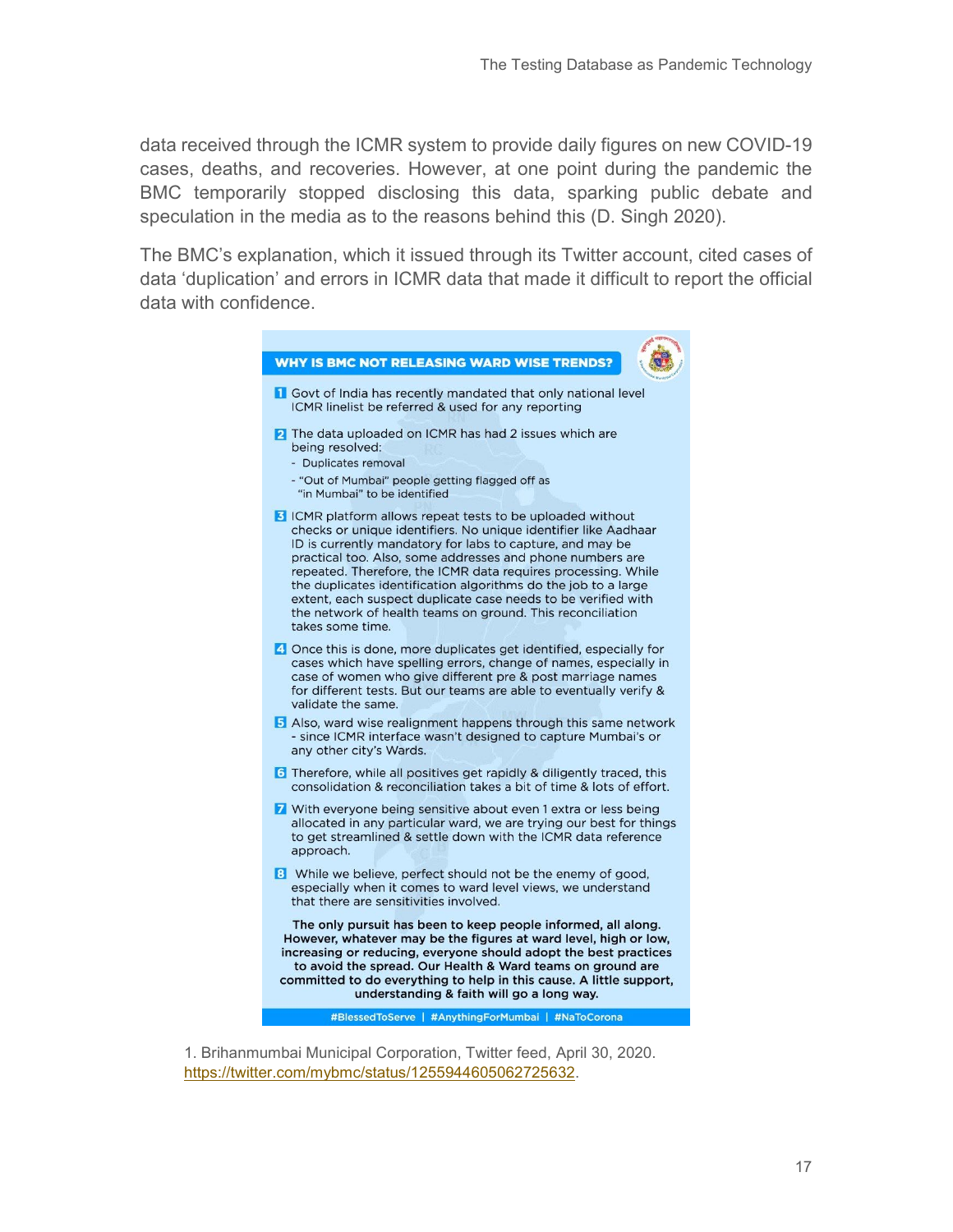data received through the ICMR system to provide daily figures on new COVID-19 cases, deaths, and recoveries. However, at one point during the pandemic the BMC temporarily stopped disclosing this data, sparking public debate and speculation in the media as to the reasons behind this (D. Singh 2020).

The BMC's explanation, which it issued through its Twitter account, cited cases of data 'duplication' and errors in ICMR data that made it difficult to report the official data with confidence.

**WHY IS BMC NOT RELEASING WARD WISE TRENDS?**

1. Govt of India has recently mandated that only national level ICMR linelist be referred & used for any reporting
2. The data uploaded on ICMR has had 2 issues which are being resolved:
   - Duplicates removal
   - "Out of Mumbai" people getting flagged off as "in Mumbai" to be identified
3. ICMR platform allows repeat tests to be uploaded without checks or unique identifiers. No unique identifier like Aadhaar ID is currently mandatory for labs to capture, and may be practical too. Also, some addresses and phone numbers are repeated. Therefore, the ICMR data requires processing. While the duplicates identification algorithms do the job to a large extent, each suspect duplicate case needs to be verified with the network of health teams on ground. This reconciliation takes some time.
4. Once this is done, more duplicates get identified, especially for cases which have spelling errors, change of names, especially in case of women who give different pre & post marriage names for different tests. But our teams are able to eventually verify & validate the same.
5. Also, ward wise realignment happens through this same network - since ICMR interface wasn't designed to capture Mumbai's or any other city's Wards.
6. Therefore, while all positives get rapidly & diligently traced, this consolidation & reconciliation takes a bit of time & lots of effort.
7. With everyone being sensitive about even 1 extra or less being allocated in any particular ward, we are trying our best for things to get streamlined & settle down with the ICMR data reference approach.
8. While we believe, perfect should not be the enemy of good, especially when it comes to ward level views, we understand that there are sensitivities involved.

**The only pursuit has been to keep people informed, all along. However, whatever may be the figures at ward level, high or low, increasing or reducing, everyone should adopt the best practices to avoid the spread. Our Health & Ward teams on ground are committed to do everything to help in this cause. A little support, understanding & faith will go a long way.**

#BlessedToServe | #AnythingForMumbai | #NaToCorona

1. Brihanmumbai Municipal Corporation, Twitter feed, April 30, 2020. https://twitter.com/mybmc/status/1255944605062725632.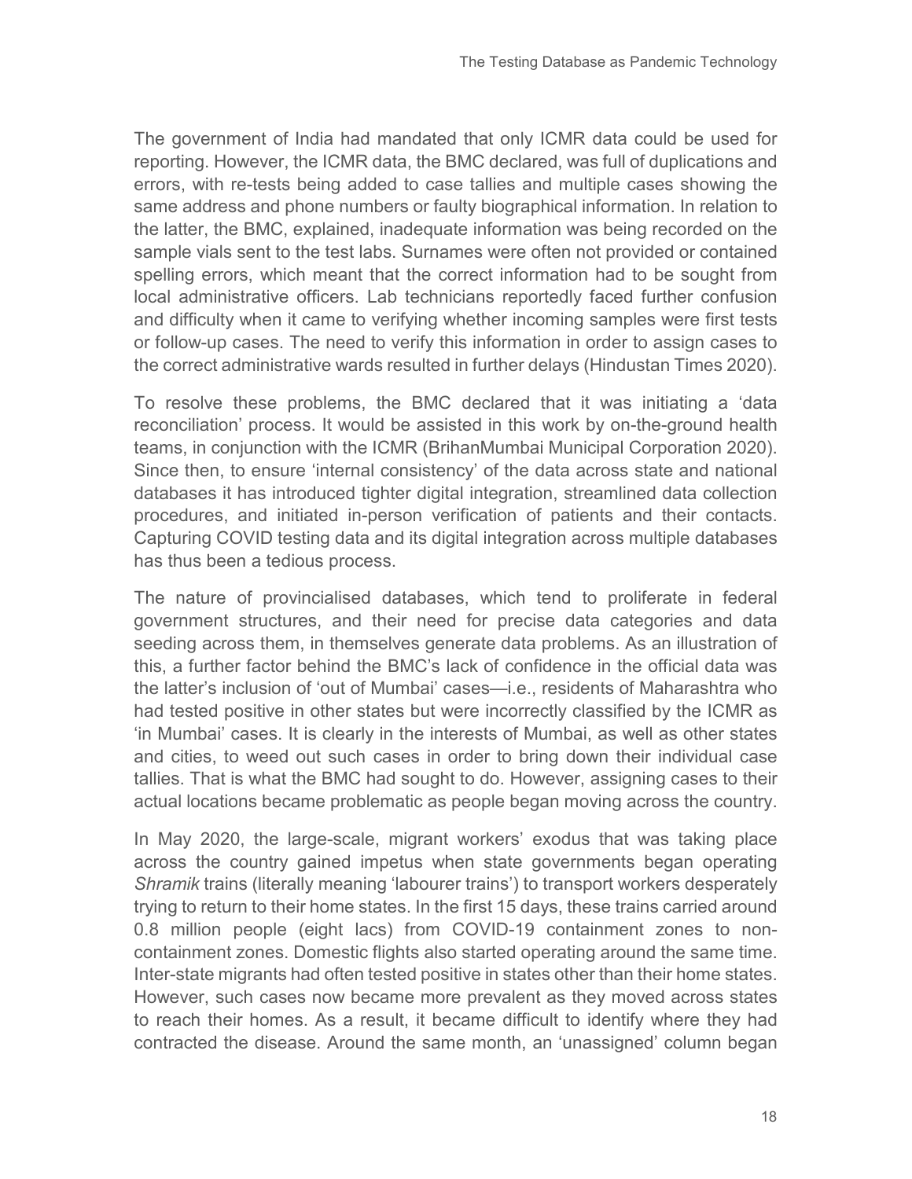The government of India had mandated that only ICMR data could be used for reporting. However, the ICMR data, the BMC declared, was full of duplications and errors, with re-tests being added to case tallies and multiple cases showing the same address and phone numbers or faulty biographical information. In relation to the latter, the BMC, explained, inadequate information was being recorded on the sample vials sent to the test labs. Surnames were often not provided or contained spelling errors, which meant that the correct information had to be sought from local administrative officers. Lab technicians reportedly faced further confusion and difficulty when it came to verifying whether incoming samples were first tests or follow-up cases. The need to verify this information in order to assign cases to the correct administrative wards resulted in further delays (Hindustan Times 2020).

To resolve these problems, the BMC declared that it was initiating a 'data reconciliation' process. It would be assisted in this work by on-the-ground health teams, in conjunction with the ICMR (BrihanMumbai Municipal Corporation 2020). Since then, to ensure 'internal consistency' of the data across state and national databases it has introduced tighter digital integration, streamlined data collection procedures, and initiated in-person verification of patients and their contacts. Capturing COVID testing data and its digital integration across multiple databases has thus been a tedious process.

The nature of provincialised databases, which tend to proliferate in federal government structures, and their need for precise data categories and data seeding across them, in themselves generate data problems. As an illustration of this, a further factor behind the BMC's lack of confidence in the official data was the latter's inclusion of 'out of Mumbai' cases—i.e., residents of Maharashtra who had tested positive in other states but were incorrectly classified by the ICMR as 'in Mumbai' cases. It is clearly in the interests of Mumbai, as well as other states and cities, to weed out such cases in order to bring down their individual case tallies. That is what the BMC had sought to do. However, assigning cases to their actual locations became problematic as people began moving across the country.

In May 2020, the large-scale, migrant workers' exodus that was taking place across the country gained impetus when state governments began operating *Shramik* trains (literally meaning 'labourer trains') to transport workers desperately trying to return to their home states. In the first 15 days, these trains carried around 0.8 million people (eight lacs) from COVID-19 containment zones to non-containment zones. Domestic flights also started operating around the same time. Inter-state migrants had often tested positive in states other than their home states. However, such cases now became more prevalent as they moved across states to reach their homes. As a result, it became difficult to identify where they had contracted the disease. Around the same month, an 'unassigned' column began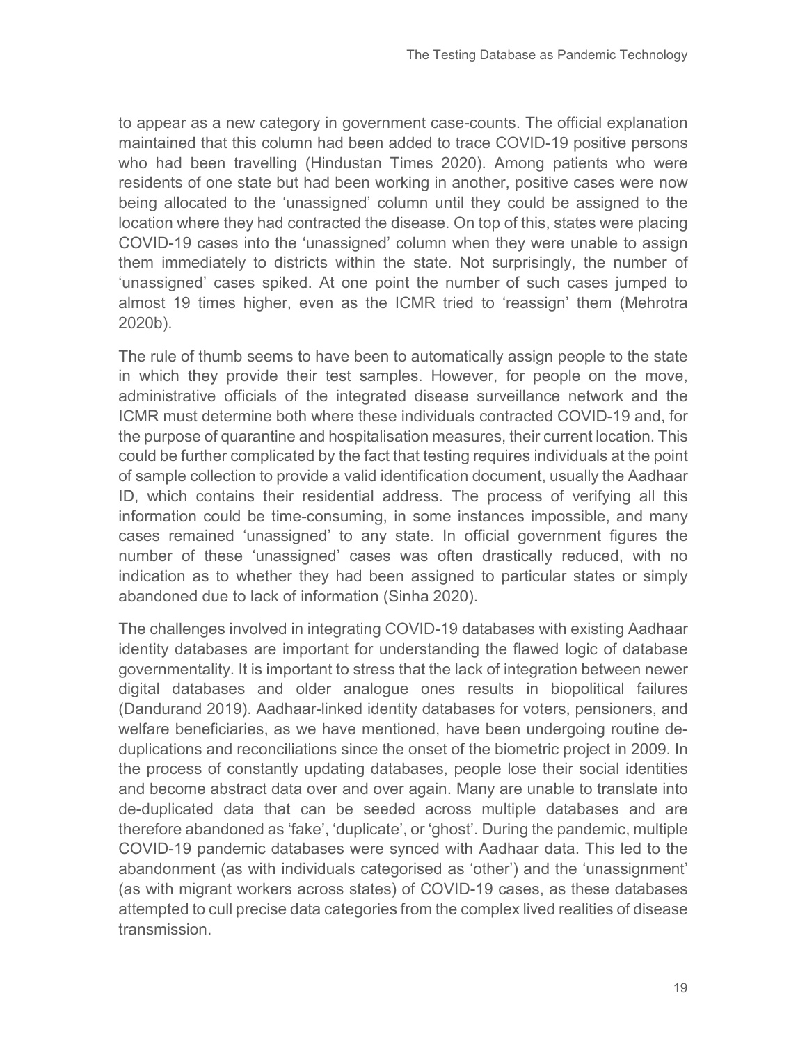to appear as a new category in government case-counts. The official explanation maintained that this column had been added to trace COVID-19 positive persons who had been travelling (Hindustan Times 2020). Among patients who were residents of one state but had been working in another, positive cases were now being allocated to the 'unassigned' column until they could be assigned to the location where they had contracted the disease. On top of this, states were placing COVID-19 cases into the 'unassigned' column when they were unable to assign them immediately to districts within the state. Not surprisingly, the number of 'unassigned' cases spiked. At one point the number of such cases jumped to almost 19 times higher, even as the ICMR tried to 'reassign' them (Mehrotra 2020b).

The rule of thumb seems to have been to automatically assign people to the state in which they provide their test samples. However, for people on the move, administrative officials of the integrated disease surveillance network and the ICMR must determine both where these individuals contracted COVID-19 and, for the purpose of quarantine and hospitalisation measures, their current location. This could be further complicated by the fact that testing requires individuals at the point of sample collection to provide a valid identification document, usually the Aadhaar ID, which contains their residential address. The process of verifying all this information could be time-consuming, in some instances impossible, and many cases remained 'unassigned' to any state. In official government figures the number of these 'unassigned' cases was often drastically reduced, with no indication as to whether they had been assigned to particular states or simply abandoned due to lack of information (Sinha 2020).

The challenges involved in integrating COVID-19 databases with existing Aadhaar identity databases are important for understanding the flawed logic of database governmentality. It is important to stress that the lack of integration between newer digital databases and older analogue ones results in biopolitical failures (Dandurand 2019). Aadhaar-linked identity databases for voters, pensioners, and welfare beneficiaries, as we have mentioned, have been undergoing routine de-duplications and reconciliations since the onset of the biometric project in 2009. In the process of constantly updating databases, people lose their social identities and become abstract data over and over again. Many are unable to translate into de-duplicated data that can be seeded across multiple databases and are therefore abandoned as 'fake', 'duplicate', or 'ghost'. During the pandemic, multiple COVID-19 pandemic databases were synced with Aadhaar data. This led to the abandonment (as with individuals categorised as 'other') and the 'unassignment' (as with migrant workers across states) of COVID-19 cases, as these databases attempted to cull precise data categories from the complex lived realities of disease transmission.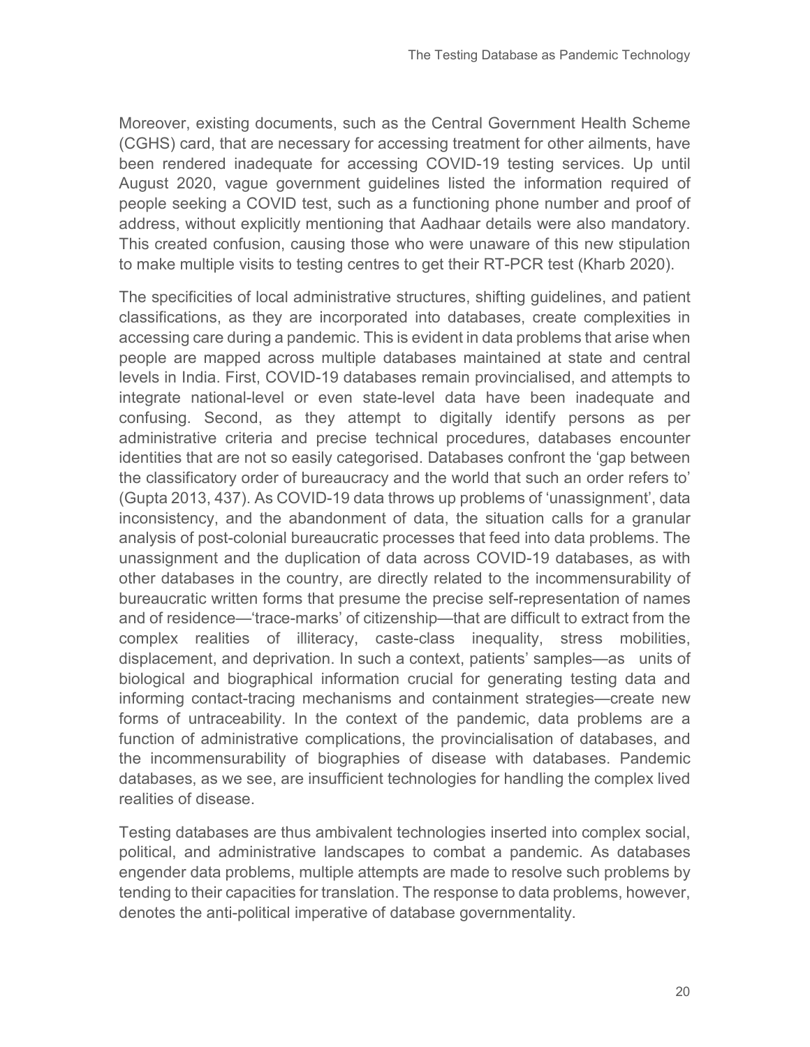Moreover, existing documents, such as the Central Government Health Scheme (CGHS) card, that are necessary for accessing treatment for other ailments, have been rendered inadequate for accessing COVID-19 testing services. Up until August 2020, vague government guidelines listed the information required of people seeking a COVID test, such as a functioning phone number and proof of address, without explicitly mentioning that Aadhaar details were also mandatory. This created confusion, causing those who were unaware of this new stipulation to make multiple visits to testing centres to get their RT-PCR test (Kharb 2020).

The specificities of local administrative structures, shifting guidelines, and patient classifications, as they are incorporated into databases, create complexities in accessing care during a pandemic. This is evident in data problems that arise when people are mapped across multiple databases maintained at state and central levels in India. First, COVID-19 databases remain provincialised, and attempts to integrate national-level or even state-level data have been inadequate and confusing. Second, as they attempt to digitally identify persons as per administrative criteria and precise technical procedures, databases encounter identities that are not so easily categorised. Databases confront the 'gap between the classificatory order of bureaucracy and the world that such an order refers to' (Gupta 2013, 437). As COVID-19 data throws up problems of 'unassignment', data inconsistency, and the abandonment of data, the situation calls for a granular analysis of post-colonial bureaucratic processes that feed into data problems. The unassignment and the duplication of data across COVID-19 databases, as with other databases in the country, are directly related to the incommensurability of bureaucratic written forms that presume the precise self-representation of names and of residence—'trace-marks' of citizenship—that are difficult to extract from the complex realities of illiteracy, caste-class inequality, stress mobilities, displacement, and deprivation. In such a context, patients' samples—as units of biological and biographical information crucial for generating testing data and informing contact-tracing mechanisms and containment strategies—create new forms of untraceability. In the context of the pandemic, data problems are a function of administrative complications, the provincialisation of databases, and the incommensurability of biographies of disease with databases. Pandemic databases, as we see, are insufficient technologies for handling the complex lived realities of disease.

Testing databases are thus ambivalent technologies inserted into complex social, political, and administrative landscapes to combat a pandemic. As databases engender data problems, multiple attempts are made to resolve such problems by tending to their capacities for translation. The response to data problems, however, denotes the anti-political imperative of database governmentality.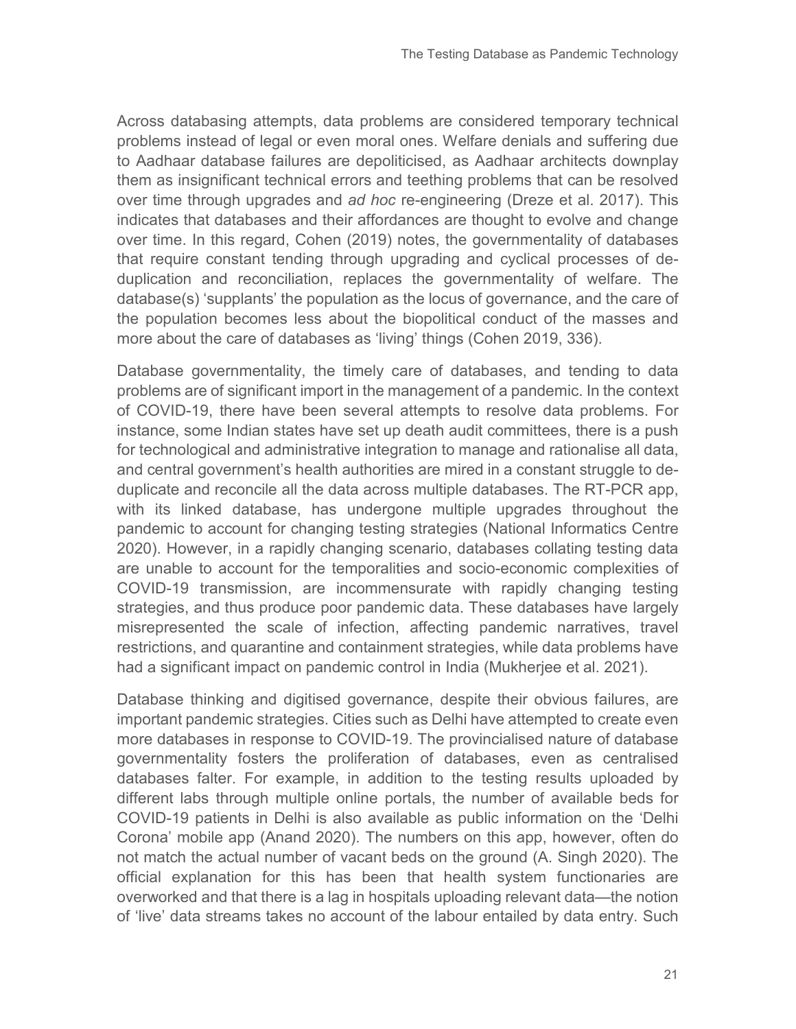Across databasing attempts, data problems are considered temporary technical problems instead of legal or even moral ones. Welfare denials and suffering due to Aadhaar database failures are depoliticised, as Aadhaar architects downplay them as insignificant technical errors and teething problems that can be resolved over time through upgrades and *ad hoc* re-engineering (Dreze et al. 2017). This indicates that databases and their affordances are thought to evolve and change over time. In this regard, Cohen (2019) notes, the governmentality of databases that require constant tending through upgrading and cyclical processes of de-duplication and reconciliation, replaces the governmentality of welfare. The database(s) 'supplants' the population as the locus of governance, and the care of the population becomes less about the biopolitical conduct of the masses and more about the care of databases as 'living' things (Cohen 2019, 336).

Database governmentality, the timely care of databases, and tending to data problems are of significant import in the management of a pandemic. In the context of COVID-19, there have been several attempts to resolve data problems. For instance, some Indian states have set up death audit committees, there is a push for technological and administrative integration to manage and rationalise all data, and central government's health authorities are mired in a constant struggle to de-duplicate and reconcile all the data across multiple databases. The RT-PCR app, with its linked database, has undergone multiple upgrades throughout the pandemic to account for changing testing strategies (National Informatics Centre 2020). However, in a rapidly changing scenario, databases collating testing data are unable to account for the temporalities and socio-economic complexities of COVID-19 transmission, are incommensurate with rapidly changing testing strategies, and thus produce poor pandemic data. These databases have largely misrepresented the scale of infection, affecting pandemic narratives, travel restrictions, and quarantine and containment strategies, while data problems have had a significant impact on pandemic control in India (Mukherjee et al. 2021).

Database thinking and digitised governance, despite their obvious failures, are important pandemic strategies. Cities such as Delhi have attempted to create even more databases in response to COVID-19. The provincialised nature of database governmentality fosters the proliferation of databases, even as centralised databases falter. For example, in addition to the testing results uploaded by different labs through multiple online portals, the number of available beds for COVID-19 patients in Delhi is also available as public information on the 'Delhi Corona' mobile app (Anand 2020). The numbers on this app, however, often do not match the actual number of vacant beds on the ground (A. Singh 2020). The official explanation for this has been that health system functionaries are overworked and that there is a lag in hospitals uploading relevant data—the notion of 'live' data streams takes no account of the labour entailed by data entry. Such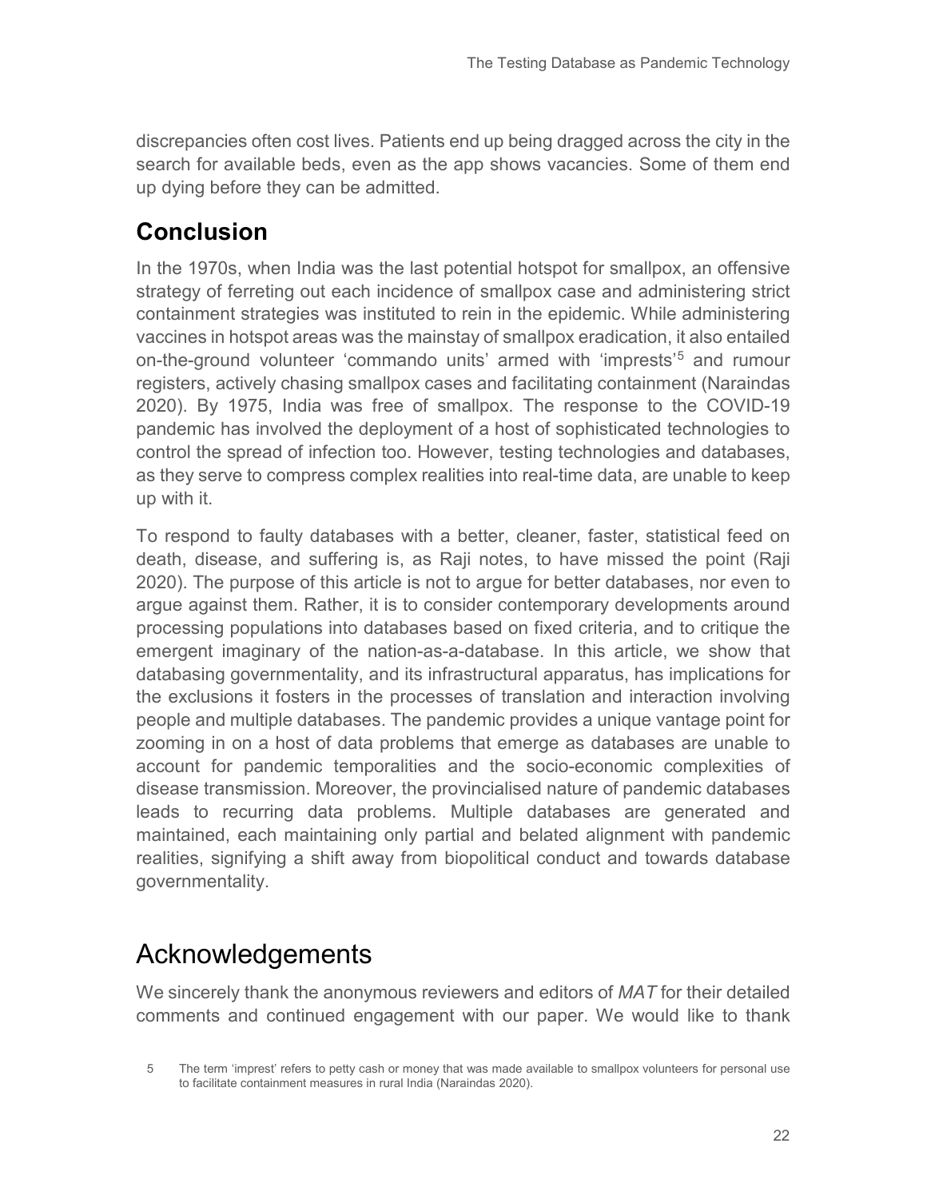discrepancies often cost lives. Patients end up being dragged across the city in the search for available beds, even as the app shows vacancies. Some of them end up dying before they can be admitted.

## Conclusion

In the 1970s, when India was the last potential hotspot for smallpox, an offensive strategy of ferreting out each incidence of smallpox case and administering strict containment strategies was instituted to rein in the epidemic. While administering vaccines in hotspot areas was the mainstay of smallpox eradication, it also entailed on-the-ground volunteer 'commando units' armed with 'imprests'[5] and rumour registers, actively chasing smallpox cases and facilitating containment (Naraindas 2020). By 1975, India was free of smallpox. The response to the COVID-19 pandemic has involved the deployment of a host of sophisticated technologies to control the spread of infection too. However, testing technologies and databases, as they serve to compress complex realities into real-time data, are unable to keep up with it.

To respond to faulty databases with a better, cleaner, faster, statistical feed on death, disease, and suffering is, as Raji notes, to have missed the point (Raji 2020). The purpose of this article is not to argue for better databases, nor even to argue against them. Rather, it is to consider contemporary developments around processing populations into databases based on fixed criteria, and to critique the emergent imaginary of the nation-as-a-database. In this article, we show that databasing governmentality, and its infrastructural apparatus, has implications for the exclusions it fosters in the processes of translation and interaction involving people and multiple databases. The pandemic provides a unique vantage point for zooming in on a host of data problems that emerge as databases are unable to account for pandemic temporalities and the socio-economic complexities of disease transmission. Moreover, the provincialised nature of pandemic databases leads to recurring data problems. Multiple databases are generated and maintained, each maintaining only partial and belated alignment with pandemic realities, signifying a shift away from biopolitical conduct and towards database governmentality.

# Acknowledgements

We sincerely thank the anonymous reviewers and editors of *MAT* for their detailed comments and continued engagement with our paper. We would like to thank

5 The term 'imprest' refers to petty cash or money that was made available to smallpox volunteers for personal use to facilitate containment measures in rural India (Naraindas 2020).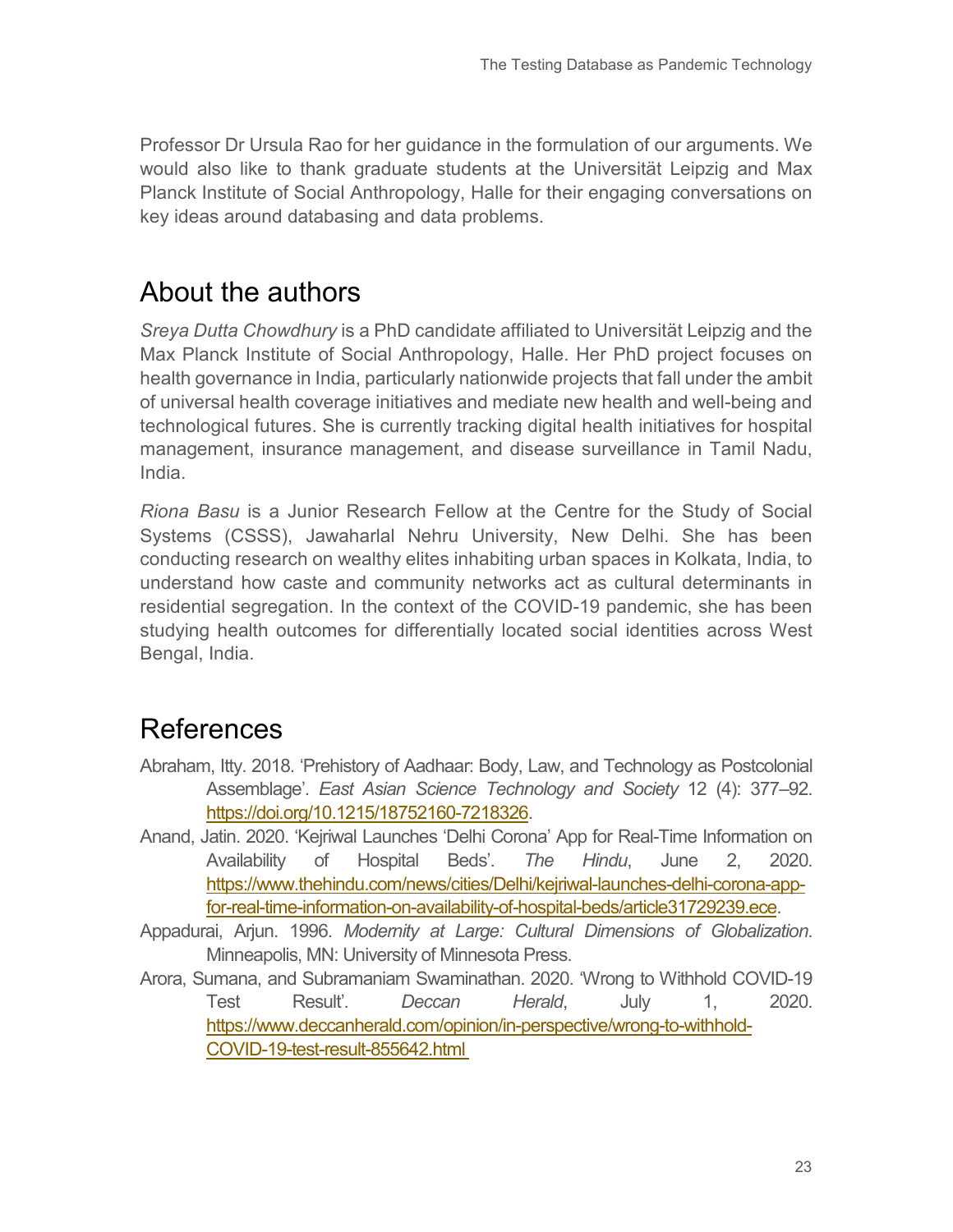Professor Dr Ursula Rao for her guidance in the formulation of our arguments. We would also like to thank graduate students at the Universität Leipzig and Max Planck Institute of Social Anthropology, Halle for their engaging conversations on key ideas around databasing and data problems.

## About the authors

*Sreya Dutta Chowdhury* is a PhD candidate affiliated to Universität Leipzig and the Max Planck Institute of Social Anthropology, Halle. Her PhD project focuses on health governance in India, particularly nationwide projects that fall under the ambit of universal health coverage initiatives and mediate new health and well-being and technological futures. She is currently tracking digital health initiatives for hospital management, insurance management, and disease surveillance in Tamil Nadu, India.

*Riona Basu* is a Junior Research Fellow at the Centre for the Study of Social Systems (CSSS), Jawaharlal Nehru University, New Delhi. She has been conducting research on wealthy elites inhabiting urban spaces in Kolkata, India, to understand how caste and community networks act as cultural determinants in residential segregation. In the context of the COVID-19 pandemic, she has been studying health outcomes for differentially located social identities across West Bengal, India.

## References

Abraham, Itty. 2018. 'Prehistory of Aadhaar: Body, Law, and Technology as Postcolonial Assemblage'. *East Asian Science Technology and Society* 12 (4): 377–92. https://doi.org/10.1215/18752160-7218326.

Anand, Jatin. 2020. 'Kejriwal Launches 'Delhi Corona' App for Real-Time Information on Availability of Hospital Beds'. *The Hindu*, June 2, 2020. https://www.thehindu.com/news/cities/Delhi/kejriwal-launches-delhi-corona-app-for-real-time-information-on-availability-of-hospital-beds/article31729239.ece.

Appadurai, Arjun. 1996. *Modernity at Large: Cultural Dimensions of Globalization*. Minneapolis, MN: University of Minnesota Press.

Arora, Sumana, and Subramaniam Swaminathan. 2020. 'Wrong to Withhold COVID-19 Test Result'. *Deccan Herald*, July 1, 2020. https://www.deccanherald.com/opinion/in-perspective/wrong-to-withhold-COVID-19-test-result-855642.html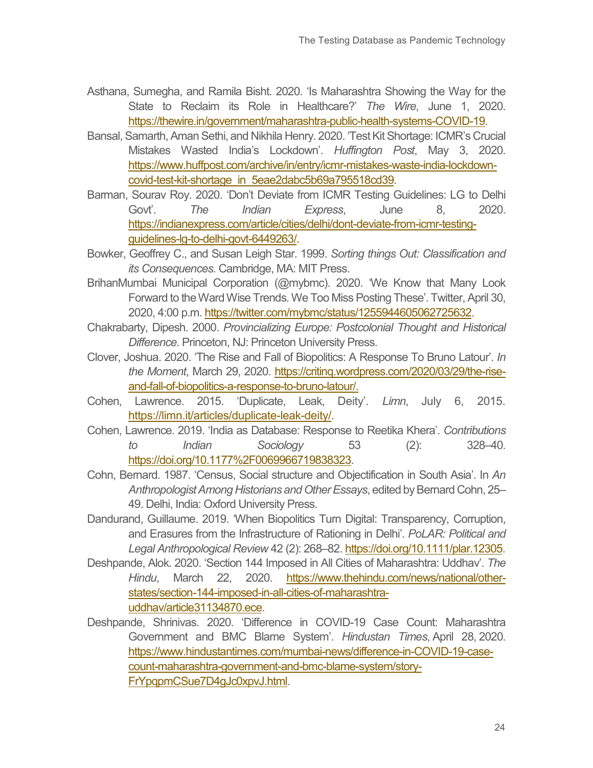Asthana, Sumegha, and Ramila Bisht. 2020. 'Is Maharashtra Showing the Way for the State to Reclaim its Role in Healthcare?' *The Wire*, June 1, 2020. https://thewire.in/government/maharashtra-public-health-systems-COVID-19.

Bansal, Samarth, Aman Sethi, and Nikhila Henry. 2020. 'Test Kit Shortage: ICMR's Crucial Mistakes Wasted India's Lockdown'. *Huffington Post*, May 3, 2020. https://www.huffpost.com/archive/in/entry/icmr-mistakes-waste-india-lockdown-covid-test-kit-shortage_in_5eae2dabc5b69a795518cd39.

Barman, Sourav Roy. 2020. 'Don't Deviate from ICMR Testing Guidelines: LG to Delhi Govt'. *The Indian Express*, June 8, 2020. https://indianexpress.com/article/cities/delhi/dont-deviate-from-icmr-testing-guidelines-lg-to-delhi-govt-6449263/.

Bowker, Geoffrey C., and Susan Leigh Star. 1999. *Sorting things Out: Classification and its Consequences.* Cambridge, MA: MIT Press.

BrihanMumbai Municipal Corporation (@mybmc). 2020. 'We Know that Many Look Forward to the Ward Wise Trends. We Too Miss Posting These'. Twitter, April 30, 2020, 4:00 p.m. https://twitter.com/mybmc/status/1255944605062725632.

Chakrabarty, Dipesh. 2000. *Provincializing Europe: Postcolonial Thought and Historical Difference.* Princeton, NJ: Princeton University Press.

Clover, Joshua. 2020. 'The Rise and Fall of Biopolitics: A Response To Bruno Latour'. *In the Moment*, March 29, 2020. https://critinq.wordpress.com/2020/03/29/the-rise-and-fall-of-biopolitics-a-response-to-bruno-latour/.

Cohen, Lawrence. 2015. 'Duplicate, Leak, Deity'. *Limn*, July 6, 2015. https://limn.it/articles/duplicate-leak-deity/.

Cohen, Lawrence. 2019. 'India as Database: Response to Reetika Khera'. *Contributions to Indian Sociology* 53 (2): 328–40. https://doi.org/10.1177%2F0069966719838323.

Cohn, Bernard. 1987. 'Census, Social structure and Objectification in South Asia'. In *An Anthropologist Among Historians and Other Essays*, edited by Bernard Cohn, 25–49. Delhi, India: Oxford University Press.

Dandurand, Guillaume. 2019. 'When Biopolitics Turn Digital: Transparency, Corruption, and Erasures from the Infrastructure of Rationing in Delhi'. *PoLAR: Political and Legal Anthropological Review* 42 (2): 268–82. https://doi.org/10.1111/plar.12305.

Deshpande, Alok. 2020. 'Section 144 Imposed in All Cities of Maharashtra: Uddhav'. *The Hindu*, March 22, 2020. https://www.thehindu.com/news/national/other-states/section-144-imposed-in-all-cities-of-maharashtra-uddhav/article31134870.ece.

Deshpande, Shrinivas. 2020. 'Difference in COVID-19 Case Count: Maharashtra Government and BMC Blame System'. *Hindustan Times*, April 28, 2020. https://www.hindustantimes.com/mumbai-news/difference-in-COVID-19-case-count-maharashtra-government-and-bmc-blame-system/story-FrYpqpmCSue7D4gJc0xpvJ.html.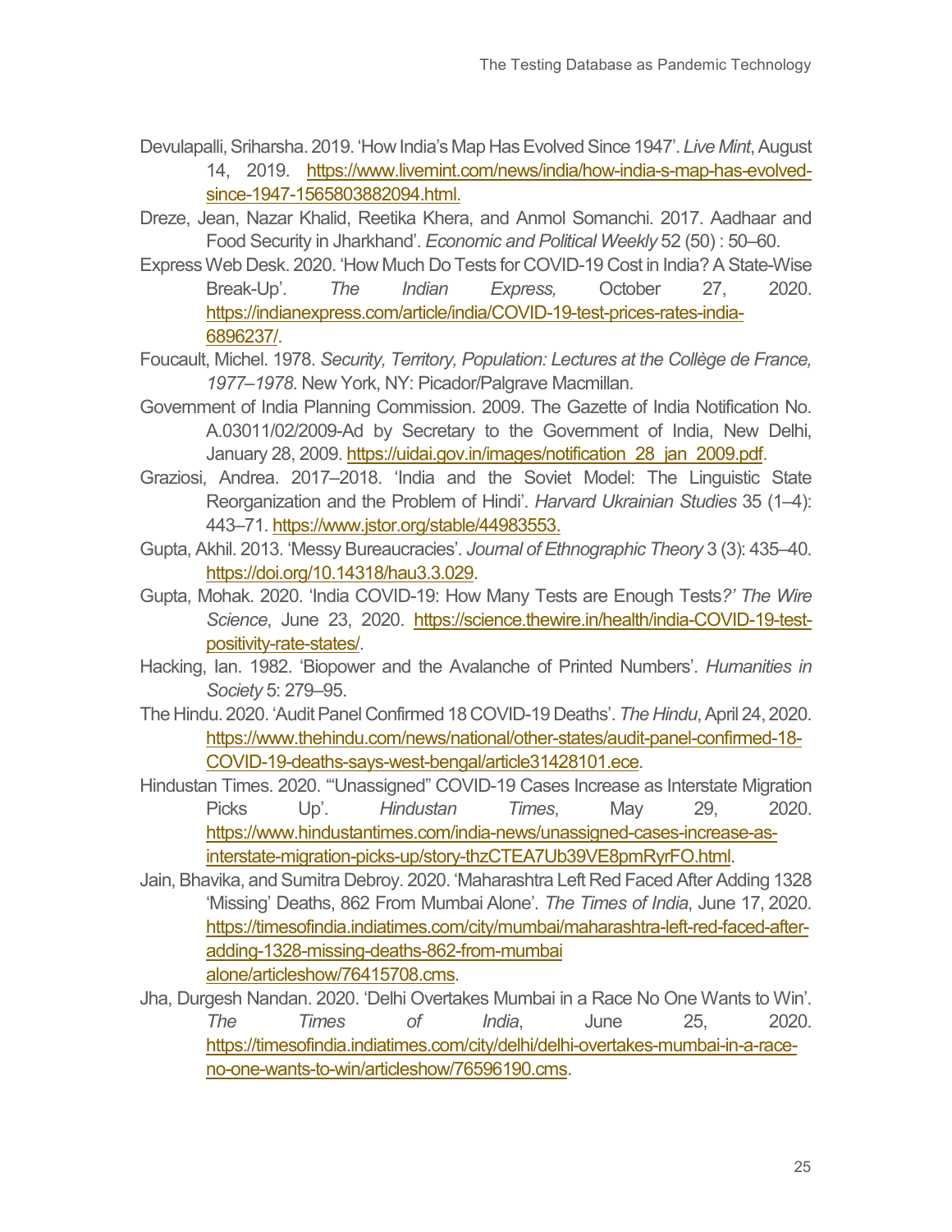Devulapalli, Sriharsha. 2019. 'How India's Map Has Evolved Since 1947'. *Live Mint*, August 14, 2019. https://www.livemint.com/news/india/how-india-s-map-has-evolved-since-1947-1565803882094.html.

Dreze, Jean, Nazar Khalid, Reetika Khera, and Anmol Somanchi. 2017. Aadhaar and Food Security in Jharkhand'. *Economic and Political Weekly* 52 (50) : 50–60.

Express Web Desk. 2020. 'How Much Do Tests for COVID-19 Cost in India? A State-Wise Break-Up'. *The Indian Express,* October 27, 2020. https://indianexpress.com/article/india/COVID-19-test-prices-rates-india-6896237/.

Foucault, Michel. 1978. *Security, Territory, Population: Lectures at the Collège de France, 1977–1978*. New York, NY: Picador/Palgrave Macmillan.

Government of India Planning Commission. 2009. The Gazette of India Notification No. A.03011/02/2009-Ad by Secretary to the Government of India, New Delhi, January 28, 2009. https://uidai.gov.in/images/notification_28_jan_2009.pdf.

Graziosi, Andrea. 2017–2018. 'India and the Soviet Model: The Linguistic State Reorganization and the Problem of Hindi'. *Harvard Ukrainian Studies* 35 (1–4): 443–71. https://www.jstor.org/stable/44983553.

Gupta, Akhil. 2013. 'Messy Bureaucracies'. *Journal of Ethnographic Theory* 3 (3): 435–40. https://doi.org/10.14318/hau3.3.029.

Gupta, Mohak. 2020. 'India COVID-19: How Many Tests are Enough Tests*?' The Wire Science*, June 23, 2020. https://science.thewire.in/health/india-COVID-19-test-positivity-rate-states/.

Hacking, Ian. 1982. 'Biopower and the Avalanche of Printed Numbers'. *Humanities in Society* 5: 279–95.

The Hindu. 2020. 'Audit Panel Confirmed 18 COVID-19 Deaths'. *The Hindu*, April 24, 2020. https://www.thehindu.com/news/national/other-states/audit-panel-confirmed-18-COVID-19-deaths-says-west-bengal/article31428101.ece.

Hindustan Times. 2020. '"Unassigned" COVID-19 Cases Increase as Interstate Migration Picks Up'. *Hindustan Times*, May 29, 2020. https://www.hindustantimes.com/india-news/unassigned-cases-increase-as-interstate-migration-picks-up/story-thzCTEA7Ub39VE8pmRyrFO.html.

Jain, Bhavika, and Sumitra Debroy. 2020. 'Maharashtra Left Red Faced After Adding 1328 'Missing' Deaths, 862 From Mumbai Alone'. *The Times of India*, June 17, 2020. https://timesofindia.indiatimes.com/city/mumbai/maharashtra-left-red-faced-after-adding-1328-missing-deaths-862-from-mumbai alone/articleshow/76415708.cms.

Jha, Durgesh Nandan. 2020. 'Delhi Overtakes Mumbai in a Race No One Wants to Win'. *The Times of India*, June 25, 2020. https://timesofindia.indiatimes.com/city/delhi/delhi-overtakes-mumbai-in-a-race-no-one-wants-to-win/articleshow/76596190.cms.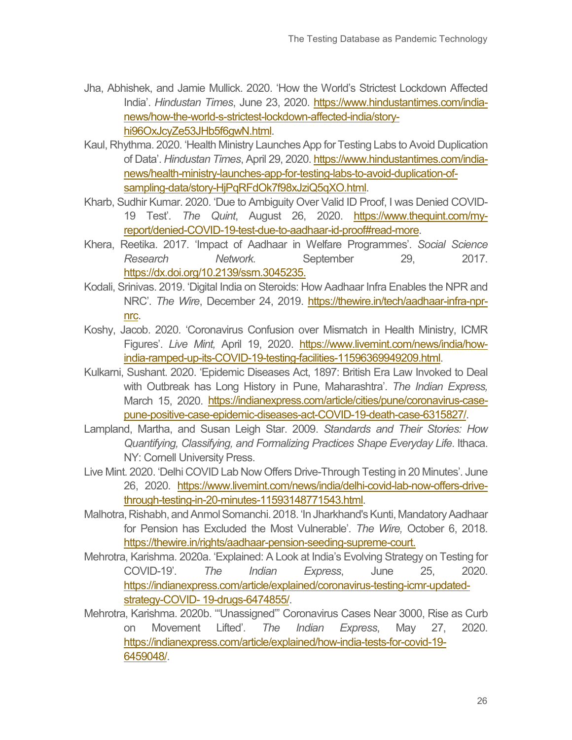Jha, Abhishek, and Jamie Mullick. 2020. 'How the World's Strictest Lockdown Affected India'. *Hindustan Times*, June 23, 2020. https://www.hindustantimes.com/india-news/how-the-world-s-strictest-lockdown-affected-india/story-hi96OxJcyZe53JHb5f6gwN.html.

Kaul, Rhythma. 2020. 'Health Ministry Launches App for Testing Labs to Avoid Duplication of Data'. *Hindustan Times*, April 29, 2020. https://www.hindustantimes.com/india-news/health-ministry-launches-app-for-testing-labs-to-avoid-duplication-of-sampling-data/story-HjPqRFdOk7f98xJziQ5qXO.html.

Kharb, Sudhir Kumar. 2020. 'Due to Ambiguity Over Valid ID Proof, I was Denied COVID-19 Test'. *The Quint*, August 26, 2020. https://www.thequint.com/my-report/denied-COVID-19-test-due-to-aadhaar-id-proof#read-more.

Khera, Reetika. 2017. 'Impact of Aadhaar in Welfare Programmes'. *Social Science Research Network*. September 29, 2017. https://dx.doi.org/10.2139/ssrn.3045235.

Kodali, Srinivas. 2019. 'Digital India on Steroids: How Aadhaar Infra Enables the NPR and NRC'. *The Wire*, December 24, 2019. https://thewire.in/tech/aadhaar-infra-npr-nrc.

Koshy, Jacob. 2020. 'Coronavirus Confusion over Mismatch in Health Ministry, ICMR Figures'. *Live Mint,* April 19, 2020. https://www.livemint.com/news/india/how-india-ramped-up-its-COVID-19-testing-facilities-11596369949209.html.

Kulkarni, Sushant. 2020. 'Epidemic Diseases Act, 1897: British Era Law Invoked to Deal with Outbreak has Long History in Pune, Maharashtra'. *The Indian Express,* March 15, 2020. https://indianexpress.com/article/cities/pune/coronavirus-case-pune-positive-case-epidemic-diseases-act-COVID-19-death-case-6315827/.

Lampland, Martha, and Susan Leigh Star. 2009. *Standards and Their Stories: How Quantifying, Classifying, and Formalizing Practices Shape Everyday Life*. Ithaca. NY: Cornell University Press.

Live Mint. 2020. 'Delhi COVID Lab Now Offers Drive-Through Testing in 20 Minutes'. June 26, 2020. https://www.livemint.com/news/india/delhi-covid-lab-now-offers-drive-through-testing-in-20-minutes-11593148771543.html.

Malhotra, Rishabh, and Anmol Somanchi. 2018. 'In Jharkhand's Kunti, Mandatory Aadhaar for Pension has Excluded the Most Vulnerable'. *The Wire,* October 6, 2018. https://thewire.in/rights/aadhaar-pension-seeding-supreme-court.

Mehrotra, Karishma. 2020a. 'Explained: A Look at India's Evolving Strategy on Testing for COVID-19'. *The Indian Express*, June 25, 2020. https://indianexpress.com/article/explained/coronavirus-testing-icmr-updated-strategy-COVID- 19-drugs-6474855/.

Mehrotra, Karishma. 2020b. '"Unassigned"' Coronavirus Cases Near 3000, Rise as Curb on Movement Lifted'. *The Indian Express*, May 27, 2020. https://indianexpress.com/article/explained/how-india-tests-for-covid-19-6459048/.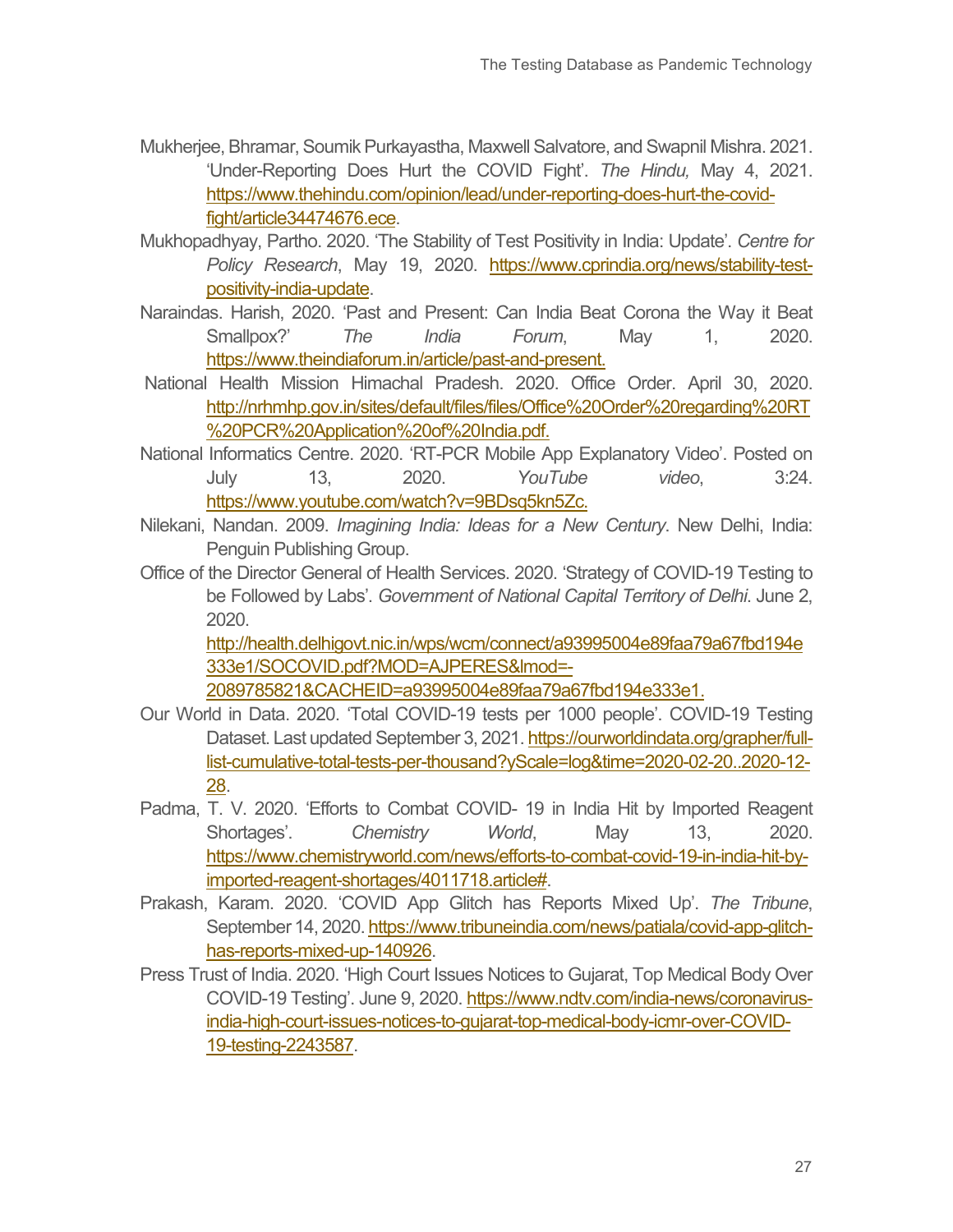Mukherjee, Bhramar, Soumik Purkayastha, Maxwell Salvatore, and Swapnil Mishra. 2021. 'Under-Reporting Does Hurt the COVID Fight'. *The Hindu,* May 4, 2021. https://www.thehindu.com/opinion/lead/under-reporting-does-hurt-the-covid-fight/article34474676.ece.

Mukhopadhyay, Partho. 2020. 'The Stability of Test Positivity in India: Update'. *Centre for Policy Research*, May 19, 2020. https://www.cprindia.org/news/stability-test-positivity-india-update.

Naraindas. Harish, 2020. 'Past and Present: Can India Beat Corona the Way it Beat Smallpox?' *The India Forum*, May 1, 2020. https://www.theindiaforum.in/article/past-and-present.

National Health Mission Himachal Pradesh. 2020. Office Order. April 30, 2020. http://nrhmhp.gov.in/sites/default/files/files/Office%20Order%20regarding%20RT%20PCR%20Application%20of%20India.pdf.

National Informatics Centre. 2020. 'RT-PCR Mobile App Explanatory Video'. Posted on July 13, 2020. *YouTube video*, 3:24. https://www.youtube.com/watch?v=9BDsq5kn5Zc.

Nilekani, Nandan. 2009. *Imagining India: Ideas for a New Century*. New Delhi, India: Penguin Publishing Group.

Office of the Director General of Health Services. 2020. 'Strategy of COVID-19 Testing to be Followed by Labs'. *Government of National Capital Territory of Delhi*. June 2, 2020. http://health.delhigovt.nic.in/wps/wcm/connect/a93995004e89faa79a67fbd194e333e1/SOCOVID.pdf?MOD=AJPERES&lmod=-2089785821&CACHEID=a93995004e89faa79a67fbd194e333e1.

Our World in Data. 2020. 'Total COVID-19 tests per 1000 people'. COVID-19 Testing Dataset. Last updated September 3, 2021. https://ourworldindata.org/grapher/full-list-cumulative-total-tests-per-thousand?yScale=log&time=2020-02-20..2020-12-28.

Padma, T. V. 2020. 'Efforts to Combat COVID- 19 in India Hit by Imported Reagent Shortages'. *Chemistry World*, May 13, 2020. https://www.chemistryworld.com/news/efforts-to-combat-covid-19-in-india-hit-by-imported-reagent-shortages/4011718.article#.

Prakash, Karam. 2020. 'COVID App Glitch has Reports Mixed Up'. *The Tribune*, September 14, 2020. https://www.tribuneindia.com/news/patiala/covid-app-glitch-has-reports-mixed-up-140926.

Press Trust of India. 2020. 'High Court Issues Notices to Gujarat, Top Medical Body Over COVID-19 Testing'. June 9, 2020. https://www.ndtv.com/india-news/coronavirus-india-high-court-issues-notices-to-gujarat-top-medical-body-icmr-over-COVID-19-testing-2243587.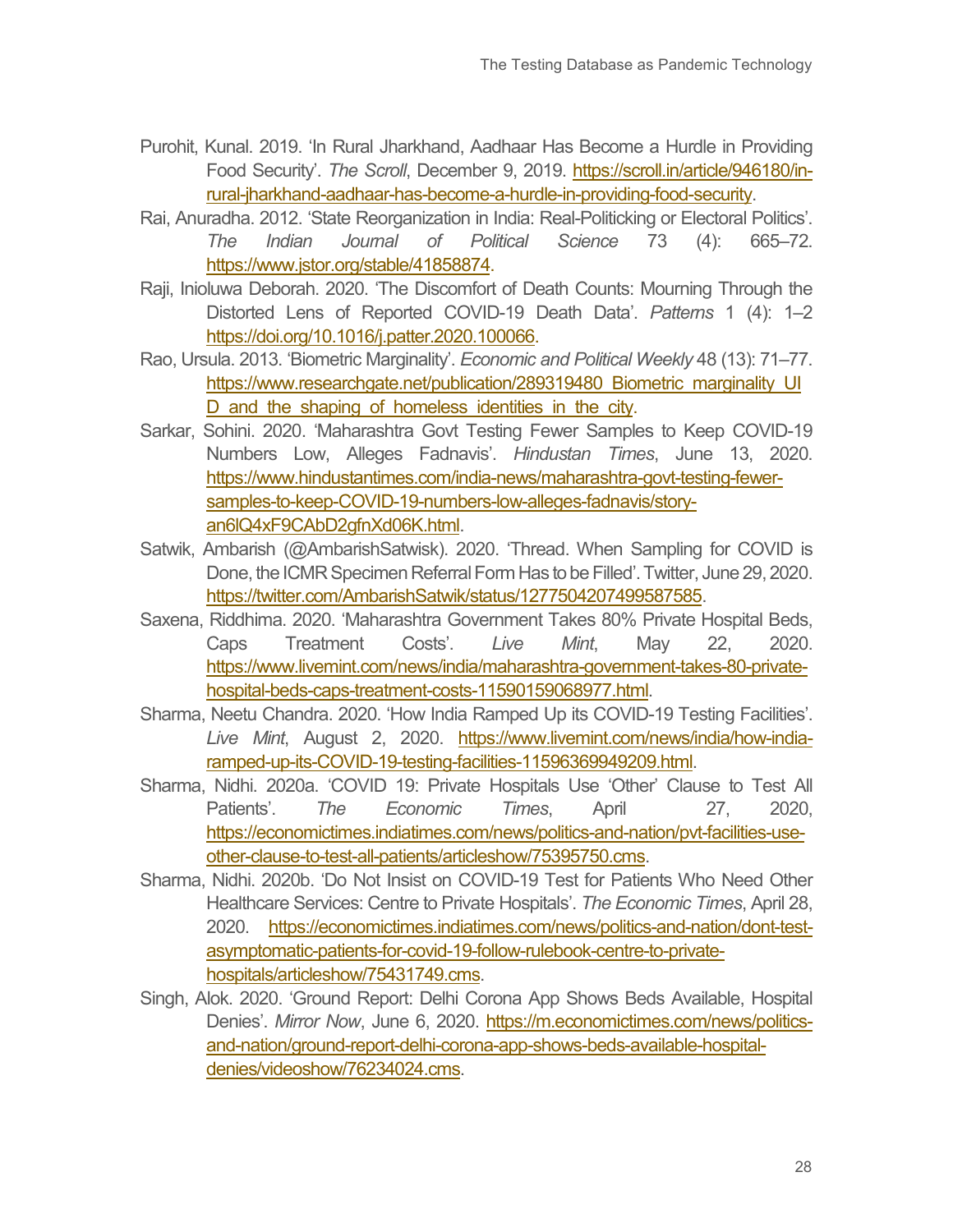Purohit, Kunal. 2019. 'In Rural Jharkhand, Aadhaar Has Become a Hurdle in Providing Food Security'. *The Scroll*, December 9, 2019. https://scroll.in/article/946180/in-rural-jharkhand-aadhaar-has-become-a-hurdle-in-providing-food-security.

Rai, Anuradha. 2012. 'State Reorganization in India: Real-Politicking or Electoral Politics'. *The Indian Journal of Political Science* 73 (4): 665–72. https://www.jstor.org/stable/41858874.

Raji, Inioluwa Deborah. 2020. 'The Discomfort of Death Counts: Mourning Through the Distorted Lens of Reported COVID-19 Death Data'. *Patterns* 1 (4): 1–2 https://doi.org/10.1016/j.patter.2020.100066.

Rao, Ursula. 2013. 'Biometric Marginality'. *Economic and Political Weekly* 48 (13): 71–77. https://www.researchgate.net/publication/289319480_Biometric_marginality_UID_and_the_shaping_of_homeless_identities_in_the_city.

Sarkar, Sohini. 2020. 'Maharashtra Govt Testing Fewer Samples to Keep COVID-19 Numbers Low, Alleges Fadnavis'. *Hindustan Times*, June 13, 2020. https://www.hindustantimes.com/india-news/maharashtra-govt-testing-fewer-samples-to-keep-COVID-19-numbers-low-alleges-fadnavis/story-an6lQ4xF9CAbD2gfnXd06K.html.

Satwik, Ambarish (@AmbarishSatwisk). 2020. 'Thread. When Sampling for COVID is Done, the ICMR Specimen Referral Form Has to be Filled'. Twitter, June 29, 2020. https://twitter.com/AmbarishSatwik/status/1277504207499587585.

Saxena, Riddhima. 2020. 'Maharashtra Government Takes 80% Private Hospital Beds, Caps Treatment Costs'. *Live Mint*, May 22, 2020. https://www.livemint.com/news/india/maharashtra-government-takes-80-private-hospital-beds-caps-treatment-costs-11590159068977.html.

Sharma, Neetu Chandra. 2020. 'How India Ramped Up its COVID-19 Testing Facilities'. *Live Mint*, August 2, 2020. https://www.livemint.com/news/india/how-india-ramped-up-its-COVID-19-testing-facilities-11596369949209.html.

Sharma, Nidhi. 2020a. 'COVID 19: Private Hospitals Use 'Other' Clause to Test All Patients'. *The Economic Times*, April 27, 2020, https://economictimes.indiatimes.com/news/politics-and-nation/pvt-facilities-use-other-clause-to-test-all-patients/articleshow/75395750.cms.

Sharma, Nidhi. 2020b. 'Do Not Insist on COVID-19 Test for Patients Who Need Other Healthcare Services: Centre to Private Hospitals'. *The Economic Times*, April 28, 2020. https://economictimes.indiatimes.com/news/politics-and-nation/dont-test-asymptomatic-patients-for-covid-19-follow-rulebook-centre-to-private-hospitals/articleshow/75431749.cms.

Singh, Alok. 2020. 'Ground Report: Delhi Corona App Shows Beds Available, Hospital Denies'. *Mirror Now*, June 6, 2020. https://m.economictimes.com/news/politics-and-nation/ground-report-delhi-corona-app-shows-beds-available-hospital-denies/videoshow/76234024.cms.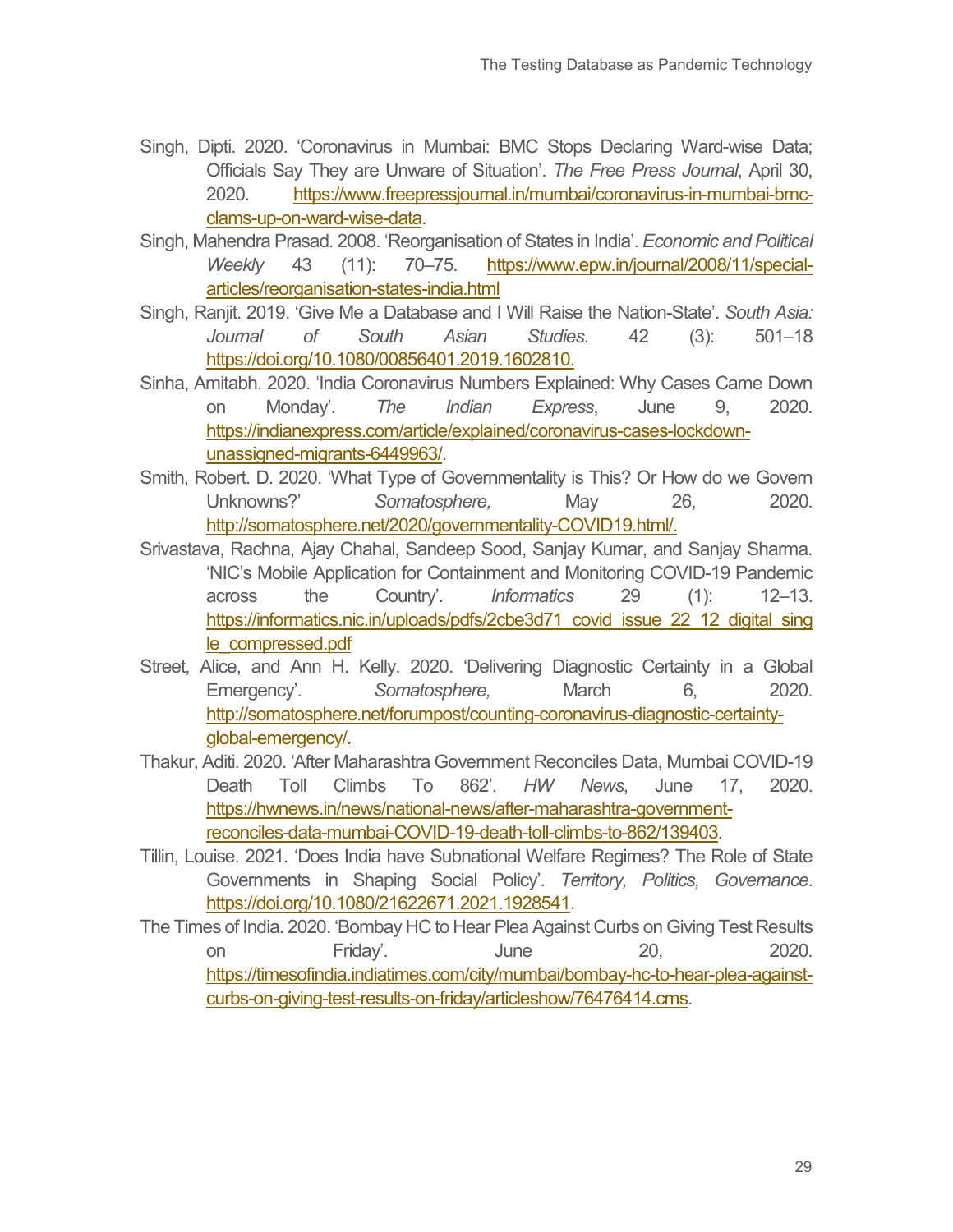Singh, Dipti. 2020. 'Coronavirus in Mumbai: BMC Stops Declaring Ward-wise Data; Officials Say They are Unware of Situation'. *The Free Press Journal*, April 30, 2020. https://www.freepressjournal.in/mumbai/coronavirus-in-mumbai-bmc-clams-up-on-ward-wise-data.

Singh, Mahendra Prasad. 2008. 'Reorganisation of States in India'. *Economic and Political Weekly* 43 (11): 70–75. https://www.epw.in/journal/2008/11/special-articles/reorganisation-states-india.html

Singh, Ranjit. 2019. 'Give Me a Database and I Will Raise the Nation-State'. *South Asia: Journal of South Asian Studies*. 42 (3): 501–18 https://doi.org/10.1080/00856401.2019.1602810.

Sinha, Amitabh. 2020. 'India Coronavirus Numbers Explained: Why Cases Came Down on Monday'. *The Indian Express*, June 9, 2020. https://indianexpress.com/article/explained/coronavirus-cases-lockdown-unassigned-migrants-6449963/.

Smith, Robert. D. 2020. 'What Type of Governmentality is This? Or How do we Govern Unknowns?' *Somatosphere,* May 26, 2020. http://somatosphere.net/2020/governmentality-COVID19.html/.

Srivastava, Rachna, Ajay Chahal, Sandeep Sood, Sanjay Kumar, and Sanjay Sharma. 'NIC's Mobile Application for Containment and Monitoring COVID-19 Pandemic across the Country'. *Informatics* 29 (1): 12–13. https://informatics.nic.in/uploads/pdfs/2cbe3d71_covid_issue_22_12_digital_single_compressed.pdf

Street, Alice, and Ann H. Kelly. 2020. 'Delivering Diagnostic Certainty in a Global Emergency'. *Somatosphere,* March 6, 2020. http://somatosphere.net/forumpost/counting-coronavirus-diagnostic-certainty-global-emergency/.

Thakur, Aditi. 2020. 'After Maharashtra Government Reconciles Data, Mumbai COVID-19 Death Toll Climbs To 862'. *HW News*, June 17, 2020. https://hwnews.in/news/national-news/after-maharashtra-government-reconciles-data-mumbai-COVID-19-death-toll-climbs-to-862/139403.

Tillin, Louise. 2021. 'Does India have Subnational Welfare Regimes? The Role of State Governments in Shaping Social Policy'. *Territory, Politics, Governance*. https://doi.org/10.1080/21622671.2021.1928541.

The Times of India. 2020. 'Bombay HC to Hear Plea Against Curbs on Giving Test Results on Friday'. June 20, 2020. https://timesofindia.indiatimes.com/city/mumbai/bombay-hc-to-hear-plea-against-curbs-on-giving-test-results-on-friday/articleshow/76476414.cms.